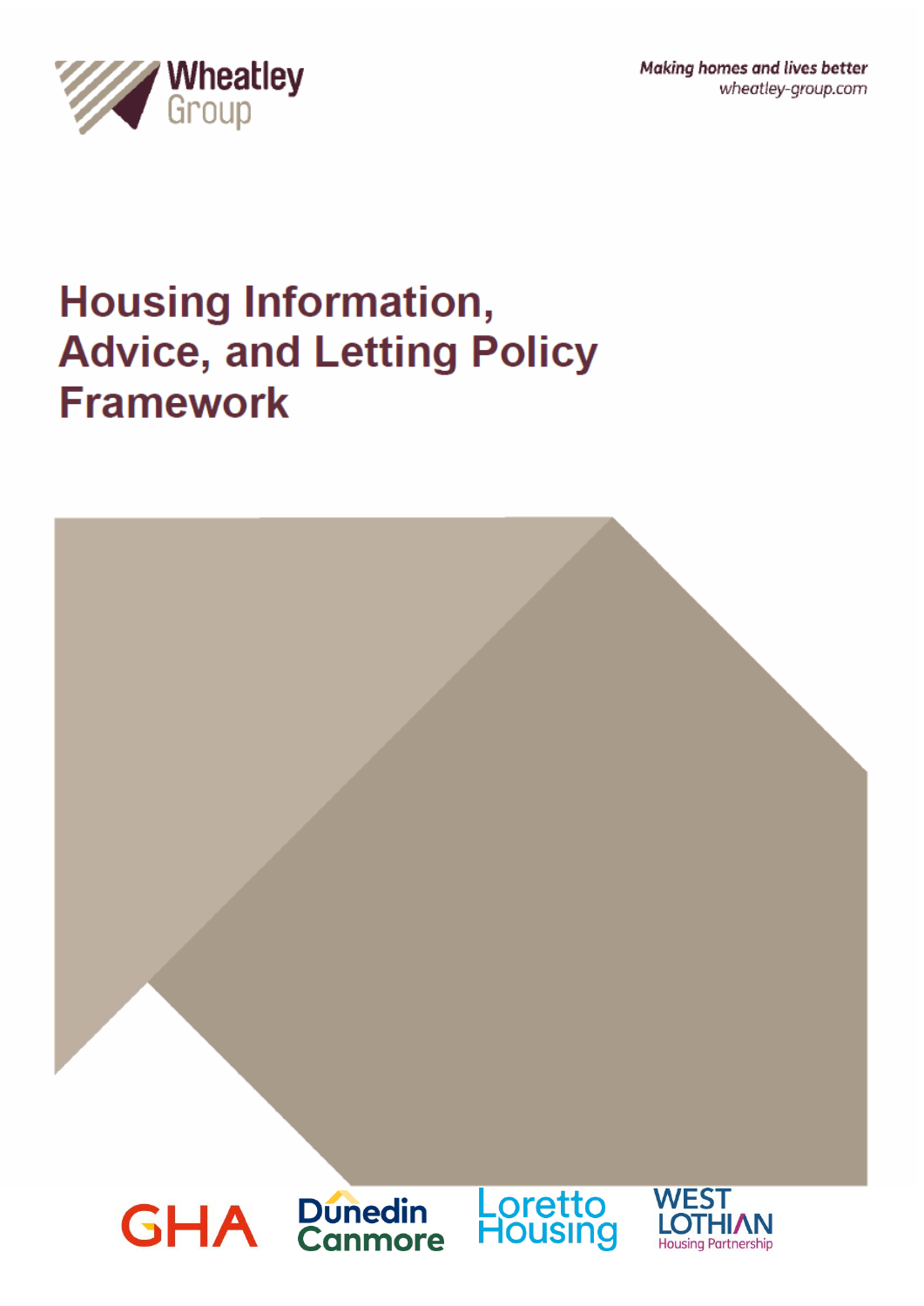Wheatley Group

*Making homes and lives better*
*wheatley-group.com*

# Housing Information, Advice, and Letting Policy Framework

GHA Dunedin Canmore Loretto Housing West Lothian Housing Partnership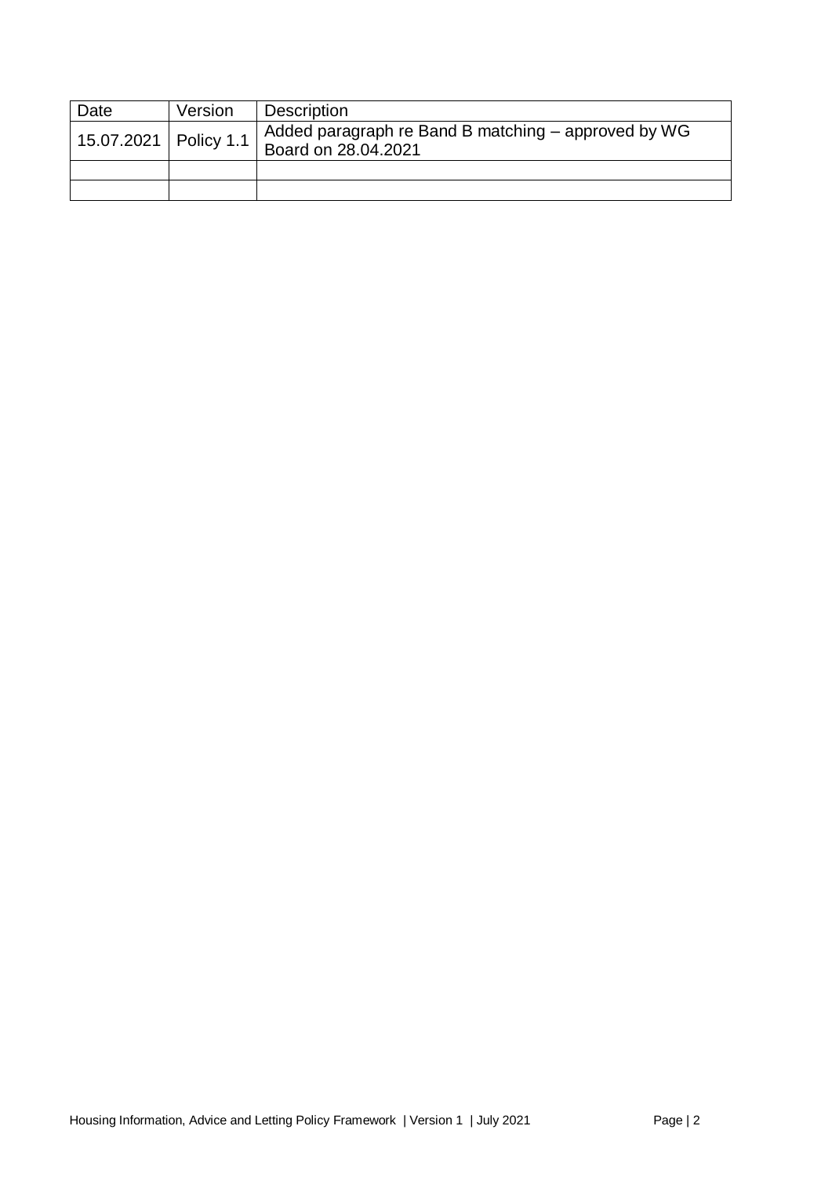| Date | Version | Description |
| --- | --- | --- |
| 15.07.2021 | Policy 1.1 | Added paragraph re Band B matching – approved by WG Board on 28.04.2021 |
| | | |
| | | |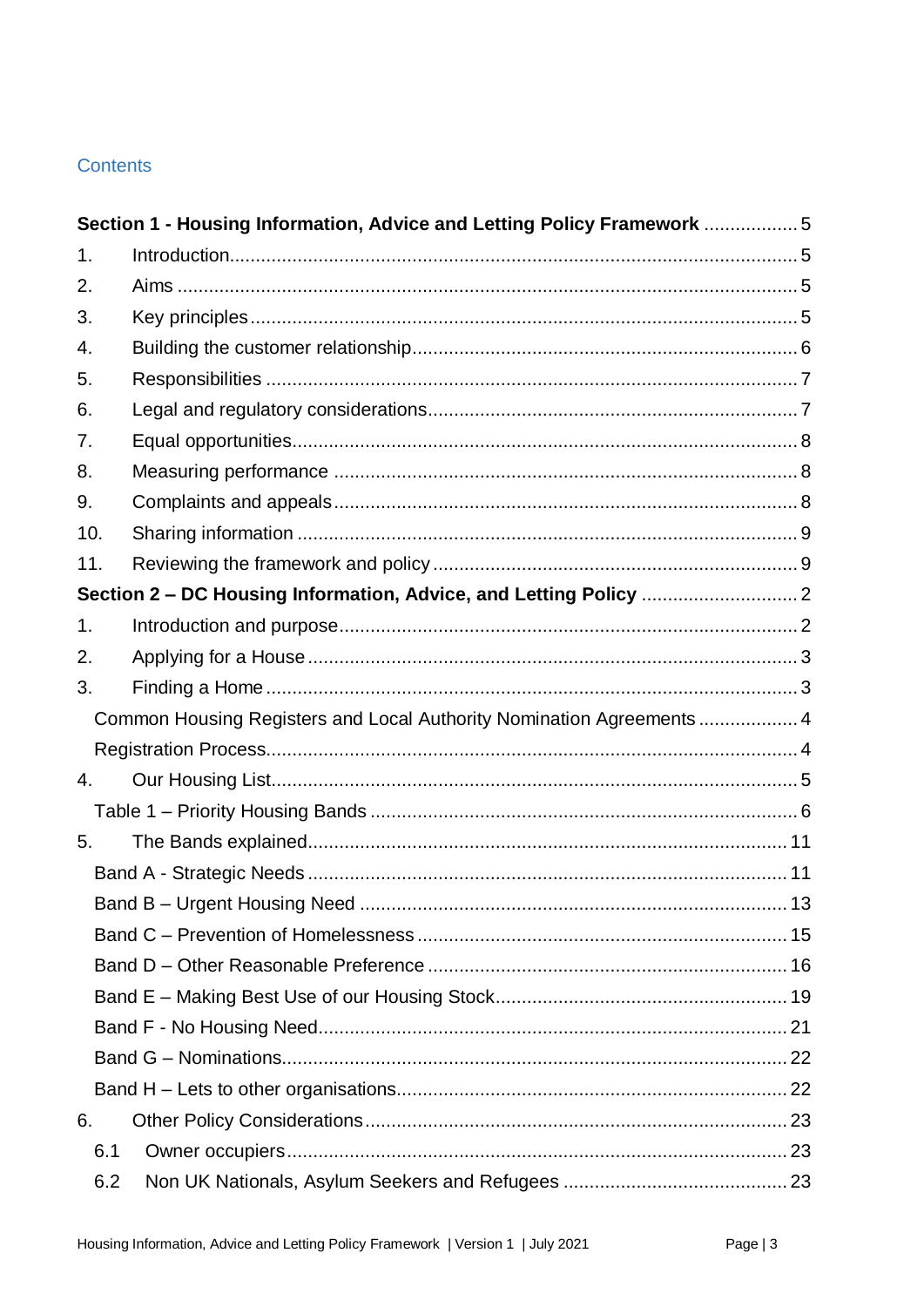## Contents

| | | |
|---|---|---|
| **Section 1 - Housing Information, Advice and Letting Policy Framework** | | 5 |
| 1. | Introduction | 5 |
| 2. | Aims | 5 |
| 3. | Key principles | 5 |
| 4. | Building the customer relationship | 6 |
| 5. | Responsibilities | 7 |
| 6. | Legal and regulatory considerations | 7 |
| 7. | Equal opportunities | 8 |
| 8. | Measuring performance | 8 |
| 9. | Complaints and appeals | 8 |
| 10. | Sharing information | 9 |
| 11. | Reviewing the framework and policy | 9 |
| **Section 2 – DC Housing Information, Advice, and Letting Policy** | | 2 |
| 1. | Introduction and purpose | 2 |
| 2. | Applying for a House | 3 |
| 3. | Finding a Home | 3 |
| | Common Housing Registers and Local Authority Nomination Agreements | 4 |
| | Registration Process | 4 |
| 4. | Our Housing List | 5 |
| | Table 1 – Priority Housing Bands | 6 |
| 5. | The Bands explained | 11 |
| | Band A - Strategic Needs | 11 |
| | Band B – Urgent Housing Need | 13 |
| | Band C – Prevention of Homelessness | 15 |
| | Band D – Other Reasonable Preference | 16 |
| | Band E – Making Best Use of our Housing Stock | 19 |
| | Band F - No Housing Need | 21 |
| | Band G – Nominations | 22 |
| | Band H – Lets to other organisations | 22 |
| 6. | Other Policy Considerations | 23 |
| 6.1 | Owner occupiers | 23 |
| 6.2 | Non UK Nationals, Asylum Seekers and Refugees | 23 |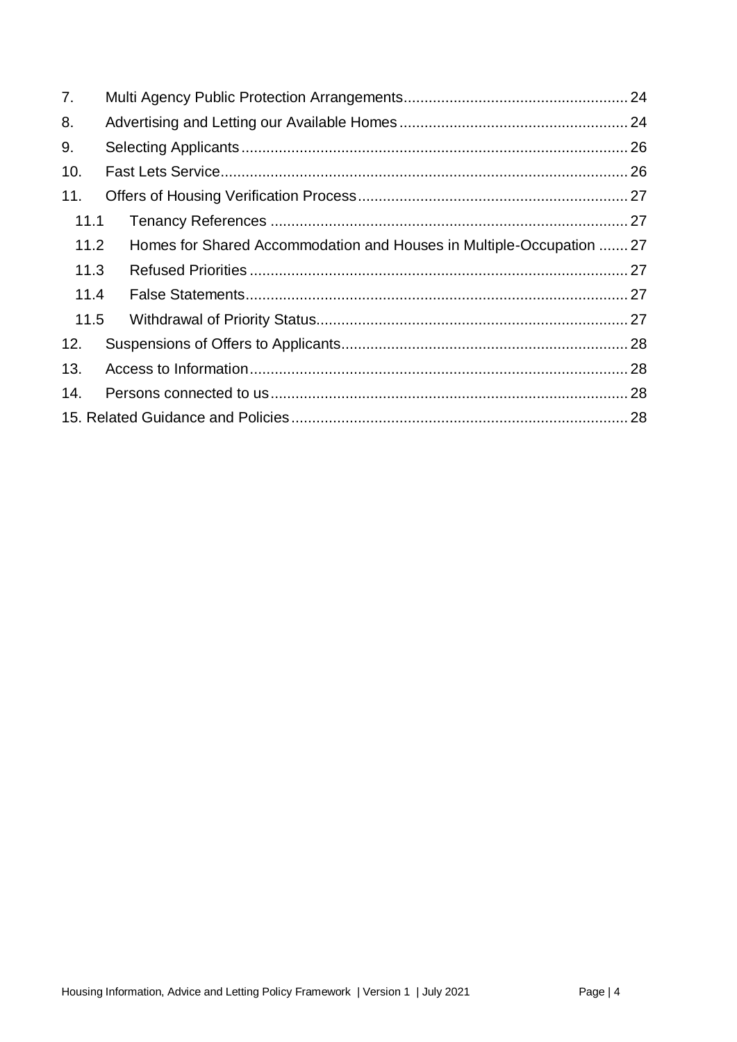| | | |
|---|---|---|
| 7. | Multi Agency Public Protection Arrangements | 24 |
| 8. | Advertising and Letting our Available Homes | 24 |
| 9. | Selecting Applicants | 26 |
| 10. | Fast Lets Service | 26 |
| 11. | Offers of Housing Verification Process | 27 |
| 11.1 | Tenancy References | 27 |
| 11.2 | Homes for Shared Accommodation and Houses in Multiple-Occupation | 27 |
| 11.3 | Refused Priorities | 27 |
| 11.4 | False Statements | 27 |
| 11.5 | Withdrawal of Priority Status | 27 |
| 12. | Suspensions of Offers to Applicants | 28 |
| 13. | Access to Information | 28 |
| 14. | Persons connected to us | 28 |
| 15. | Related Guidance and Policies | 28 |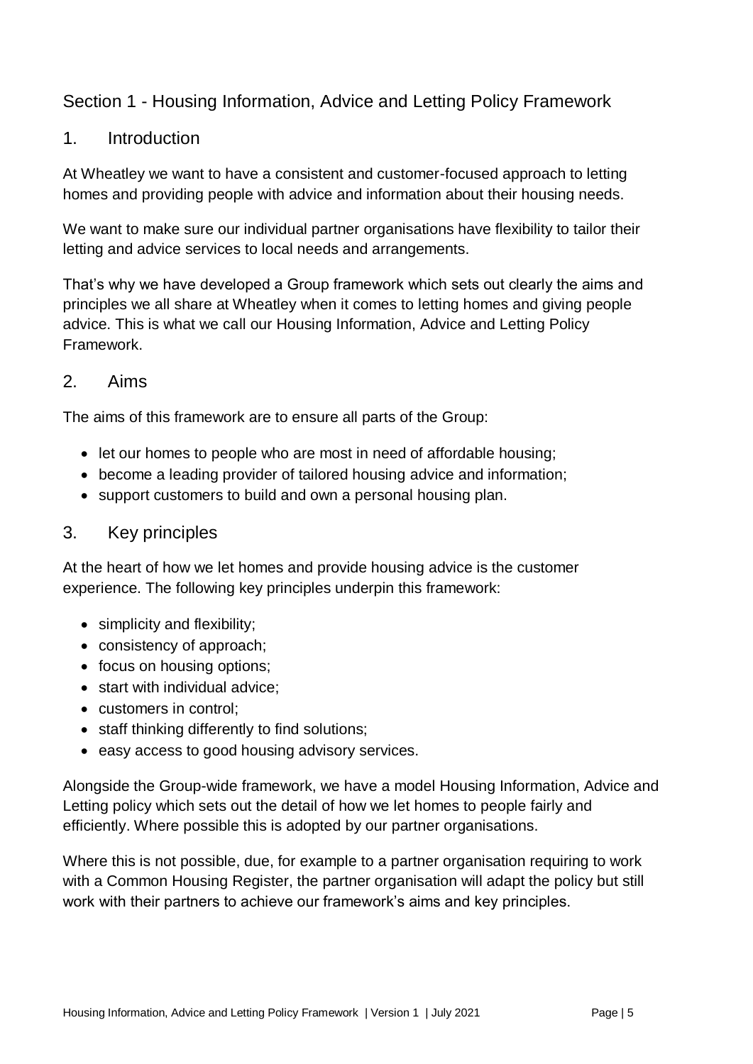# Section 1 - Housing Information, Advice and Letting Policy Framework

## 1. Introduction

At Wheatley we want to have a consistent and customer-focused approach to letting homes and providing people with advice and information about their housing needs.

We want to make sure our individual partner organisations have flexibility to tailor their letting and advice services to local needs and arrangements.

That's why we have developed a Group framework which sets out clearly the aims and principles we all share at Wheatley when it comes to letting homes and giving people advice. This is what we call our Housing Information, Advice and Letting Policy Framework.

## 2. Aims

The aims of this framework are to ensure all parts of the Group:

- let our homes to people who are most in need of affordable housing;
- become a leading provider of tailored housing advice and information;
- support customers to build and own a personal housing plan.

## 3. Key principles

At the heart of how we let homes and provide housing advice is the customer experience. The following key principles underpin this framework:

- simplicity and flexibility;
- consistency of approach;
- focus on housing options;
- start with individual advice;
- customers in control;
- staff thinking differently to find solutions;
- easy access to good housing advisory services.

Alongside the Group-wide framework, we have a model Housing Information, Advice and Letting policy which sets out the detail of how we let homes to people fairly and efficiently. Where possible this is adopted by our partner organisations.

Where this is not possible, due, for example to a partner organisation requiring to work with a Common Housing Register, the partner organisation will adapt the policy but still work with their partners to achieve our framework's aims and key principles.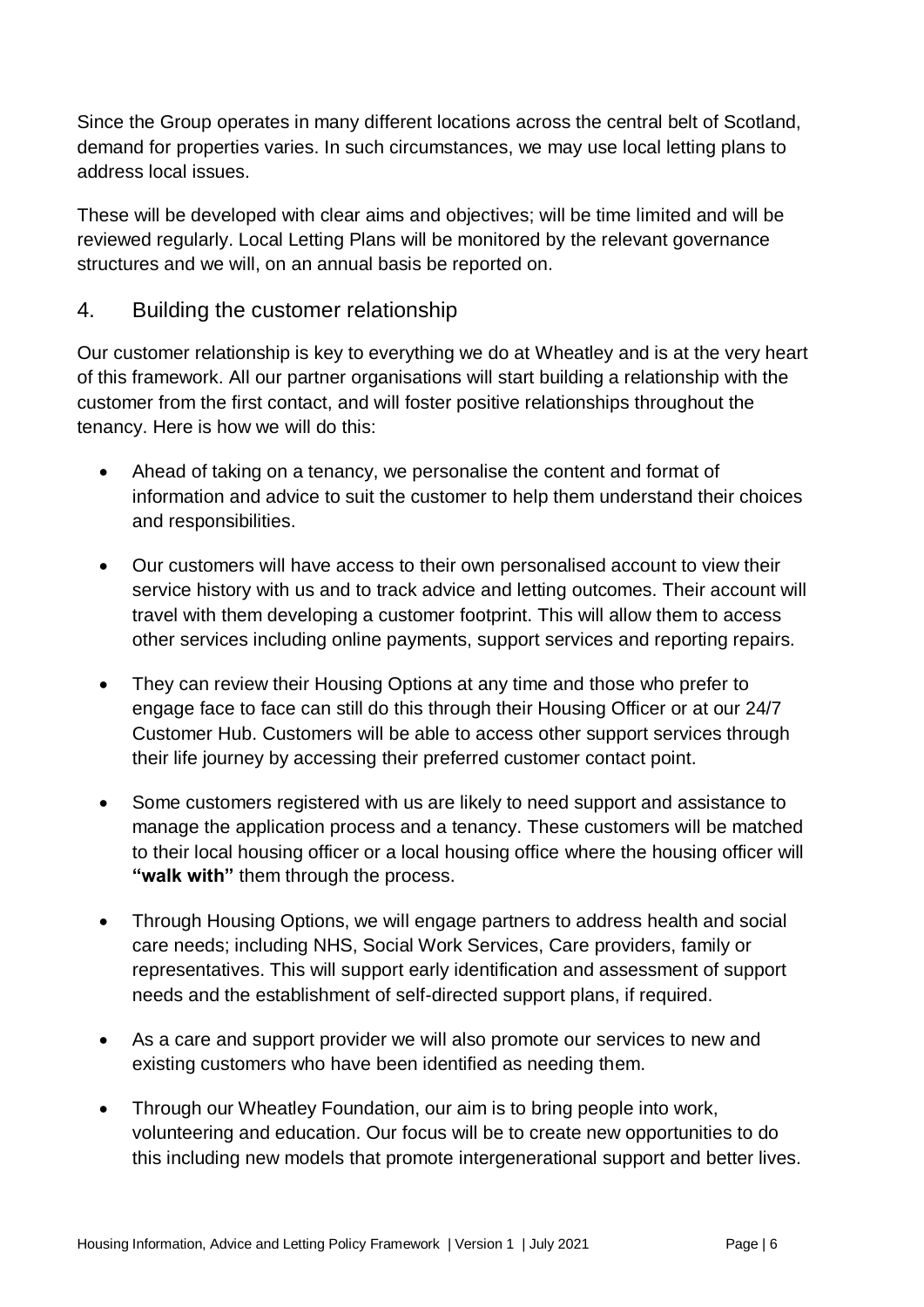Since the Group operates in many different locations across the central belt of Scotland, demand for properties varies. In such circumstances, we may use local letting plans to address local issues.

These will be developed with clear aims and objectives; will be time limited and will be reviewed regularly. Local Letting Plans will be monitored by the relevant governance structures and we will, on an annual basis be reported on.

## 4. Building the customer relationship

Our customer relationship is key to everything we do at Wheatley and is at the very heart of this framework. All our partner organisations will start building a relationship with the customer from the first contact, and will foster positive relationships throughout the tenancy. Here is how we will do this:

- Ahead of taking on a tenancy, we personalise the content and format of information and advice to suit the customer to help them understand their choices and responsibilities.
- Our customers will have access to their own personalised account to view their service history with us and to track advice and letting outcomes. Their account will travel with them developing a customer footprint. This will allow them to access other services including online payments, support services and reporting repairs.
- They can review their Housing Options at any time and those who prefer to engage face to face can still do this through their Housing Officer or at our 24/7 Customer Hub. Customers will be able to access other support services through their life journey by accessing their preferred customer contact point.
- Some customers registered with us are likely to need support and assistance to manage the application process and a tenancy. These customers will be matched to their local housing officer or a local housing office where the housing officer will **"walk with"** them through the process.
- Through Housing Options, we will engage partners to address health and social care needs; including NHS, Social Work Services, Care providers, family or representatives. This will support early identification and assessment of support needs and the establishment of self-directed support plans, if required.
- As a care and support provider we will also promote our services to new and existing customers who have been identified as needing them.
- Through our Wheatley Foundation, our aim is to bring people into work, volunteering and education. Our focus will be to create new opportunities to do this including new models that promote intergenerational support and better lives.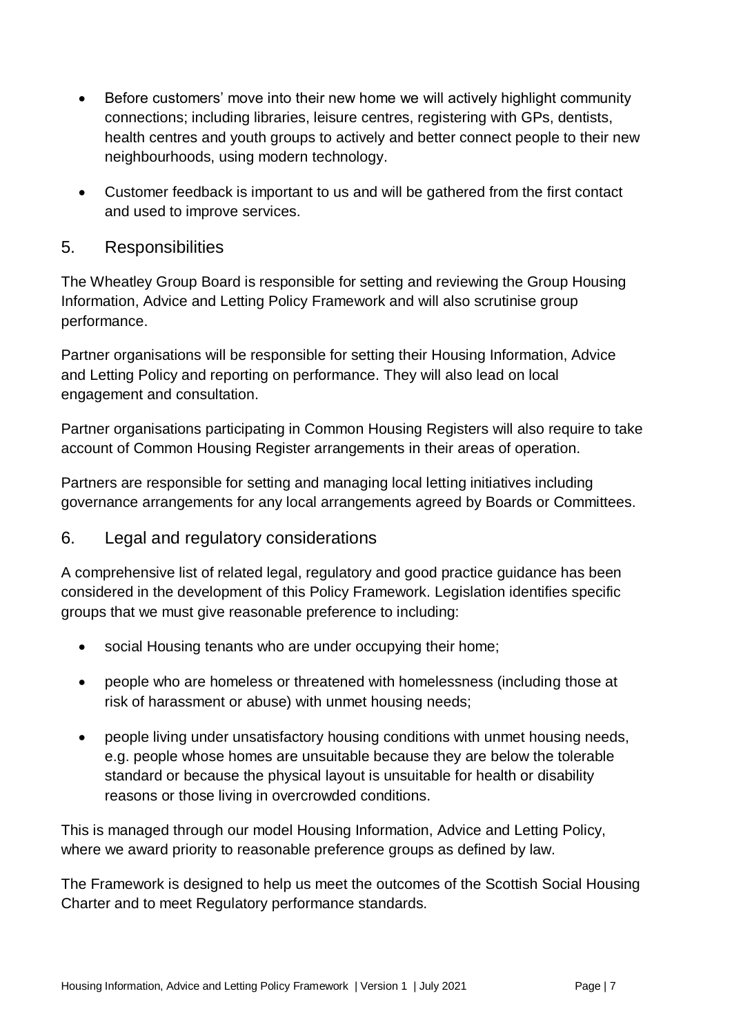- Before customers' move into their new home we will actively highlight community connections; including libraries, leisure centres, registering with GPs, dentists, health centres and youth groups to actively and better connect people to their new neighbourhoods, using modern technology.

- Customer feedback is important to us and will be gathered from the first contact and used to improve services.

## 5. Responsibilities

The Wheatley Group Board is responsible for setting and reviewing the Group Housing Information, Advice and Letting Policy Framework and will also scrutinise group performance.

Partner organisations will be responsible for setting their Housing Information, Advice and Letting Policy and reporting on performance. They will also lead on local engagement and consultation.

Partner organisations participating in Common Housing Registers will also require to take account of Common Housing Register arrangements in their areas of operation.

Partners are responsible for setting and managing local letting initiatives including governance arrangements for any local arrangements agreed by Boards or Committees.

## 6. Legal and regulatory considerations

A comprehensive list of related legal, regulatory and good practice guidance has been considered in the development of this Policy Framework. Legislation identifies specific groups that we must give reasonable preference to including:

- social Housing tenants who are under occupying their home;

- people who are homeless or threatened with homelessness (including those at risk of harassment or abuse) with unmet housing needs;

- people living under unsatisfactory housing conditions with unmet housing needs, e.g. people whose homes are unsuitable because they are below the tolerable standard or because the physical layout is unsuitable for health or disability reasons or those living in overcrowded conditions.

This is managed through our model Housing Information, Advice and Letting Policy, where we award priority to reasonable preference groups as defined by law.

The Framework is designed to help us meet the outcomes of the Scottish Social Housing Charter and to meet Regulatory performance standards.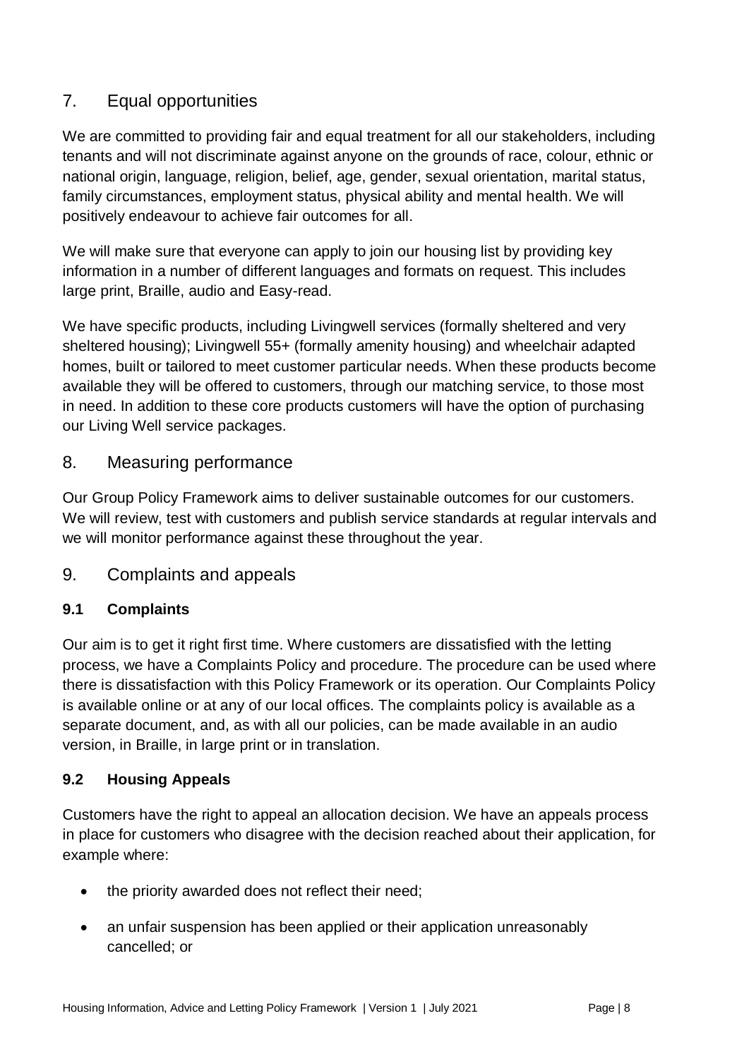## 7. Equal opportunities

We are committed to providing fair and equal treatment for all our stakeholders, including tenants and will not discriminate against anyone on the grounds of race, colour, ethnic or national origin, language, religion, belief, age, gender, sexual orientation, marital status, family circumstances, employment status, physical ability and mental health. We will positively endeavour to achieve fair outcomes for all.

We will make sure that everyone can apply to join our housing list by providing key information in a number of different languages and formats on request. This includes large print, Braille, audio and Easy-read.

We have specific products, including Livingwell services (formally sheltered and very sheltered housing); Livingwell 55+ (formally amenity housing) and wheelchair adapted homes, built or tailored to meet customer particular needs. When these products become available they will be offered to customers, through our matching service, to those most in need. In addition to these core products customers will have the option of purchasing our Living Well service packages.

## 8. Measuring performance

Our Group Policy Framework aims to deliver sustainable outcomes for our customers. We will review, test with customers and publish service standards at regular intervals and we will monitor performance against these throughout the year.

## 9. Complaints and appeals

### 9.1 Complaints

Our aim is to get it right first time. Where customers are dissatisfied with the letting process, we have a Complaints Policy and procedure. The procedure can be used where there is dissatisfaction with this Policy Framework or its operation. Our Complaints Policy is available online or at any of our local offices. The complaints policy is available as a separate document, and, as with all our policies, can be made available in an audio version, in Braille, in large print or in translation.

### 9.2 Housing Appeals

Customers have the right to appeal an allocation decision. We have an appeals process in place for customers who disagree with the decision reached about their application, for example where:

- the priority awarded does not reflect their need;
- an unfair suspension has been applied or their application unreasonably cancelled; or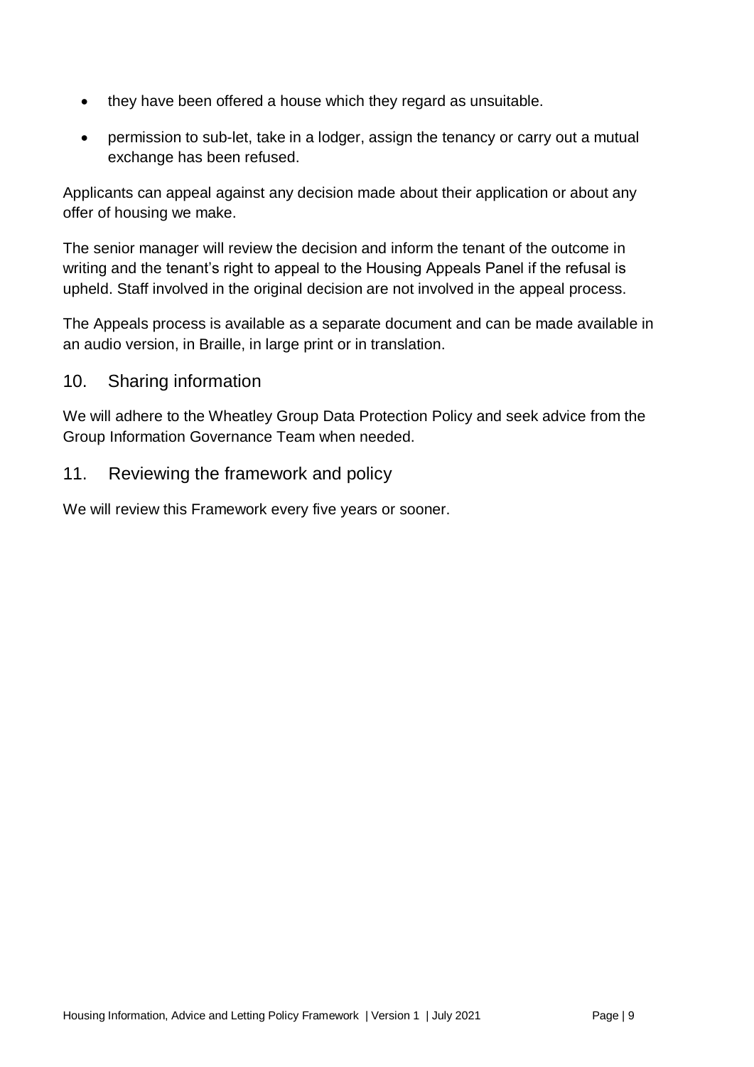- they have been offered a house which they regard as unsuitable.
- permission to sub-let, take in a lodger, assign the tenancy or carry out a mutual exchange has been refused.

Applicants can appeal against any decision made about their application or about any offer of housing we make.

The senior manager will review the decision and inform the tenant of the outcome in writing and the tenant's right to appeal to the Housing Appeals Panel if the refusal is upheld. Staff involved in the original decision are not involved in the appeal process.

The Appeals process is available as a separate document and can be made available in an audio version, in Braille, in large print or in translation.

## 10. Sharing information

We will adhere to the Wheatley Group Data Protection Policy and seek advice from the Group Information Governance Team when needed.

## 11. Reviewing the framework and policy

We will review this Framework every five years or sooner.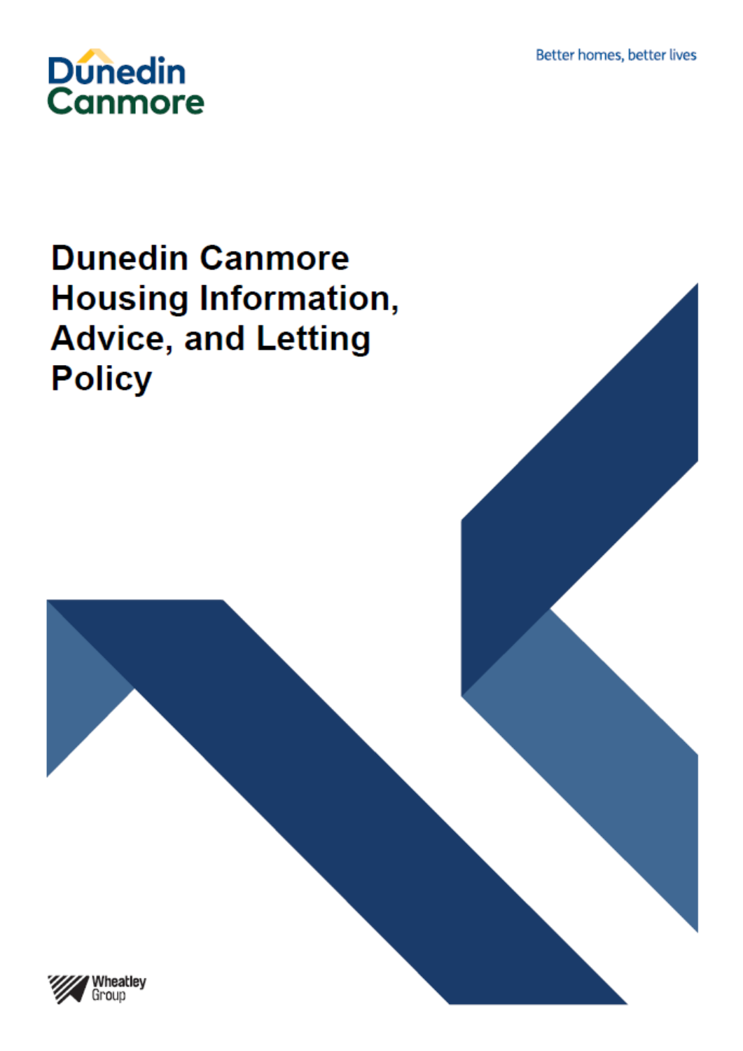Dunedin Canmore

Better homes, better lives

# Dunedin Canmore Housing Information, Advice, and Letting Policy

Wheatley Group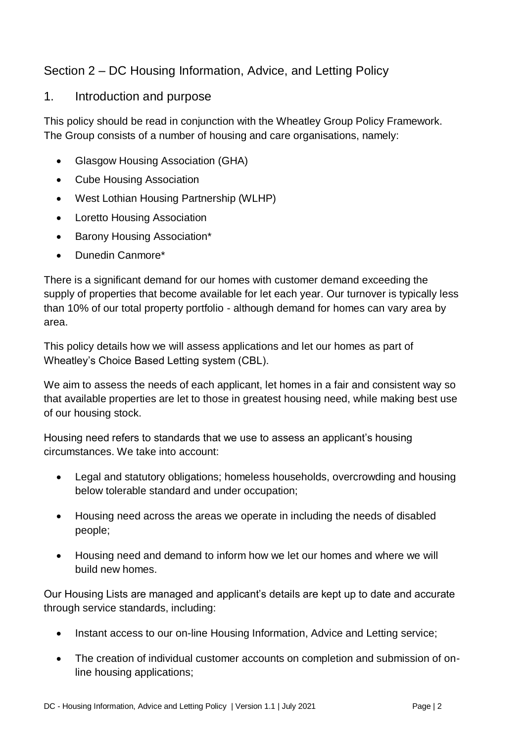## Section 2 – DC Housing Information, Advice, and Letting Policy

### 1. Introduction and purpose

This policy should be read in conjunction with the Wheatley Group Policy Framework. The Group consists of a number of housing and care organisations, namely:

- Glasgow Housing Association (GHA)
- Cube Housing Association
- West Lothian Housing Partnership (WLHP)
- Loretto Housing Association
- Barony Housing Association*
- Dunedin Canmore*

There is a significant demand for our homes with customer demand exceeding the supply of properties that become available for let each year. Our turnover is typically less than 10% of our total property portfolio - although demand for homes can vary area by area.

This policy details how we will assess applications and let our homes as part of Wheatley's Choice Based Letting system (CBL).

We aim to assess the needs of each applicant, let homes in a fair and consistent way so that available properties are let to those in greatest housing need, while making best use of our housing stock.

Housing need refers to standards that we use to assess an applicant's housing circumstances. We take into account:

- Legal and statutory obligations; homeless households, overcrowding and housing below tolerable standard and under occupation;
- Housing need across the areas we operate in including the needs of disabled people;
- Housing need and demand to inform how we let our homes and where we will build new homes.

Our Housing Lists are managed and applicant's details are kept up to date and accurate through service standards, including:

- Instant access to our on-line Housing Information, Advice and Letting service;
- The creation of individual customer accounts on completion and submission of on-line housing applications;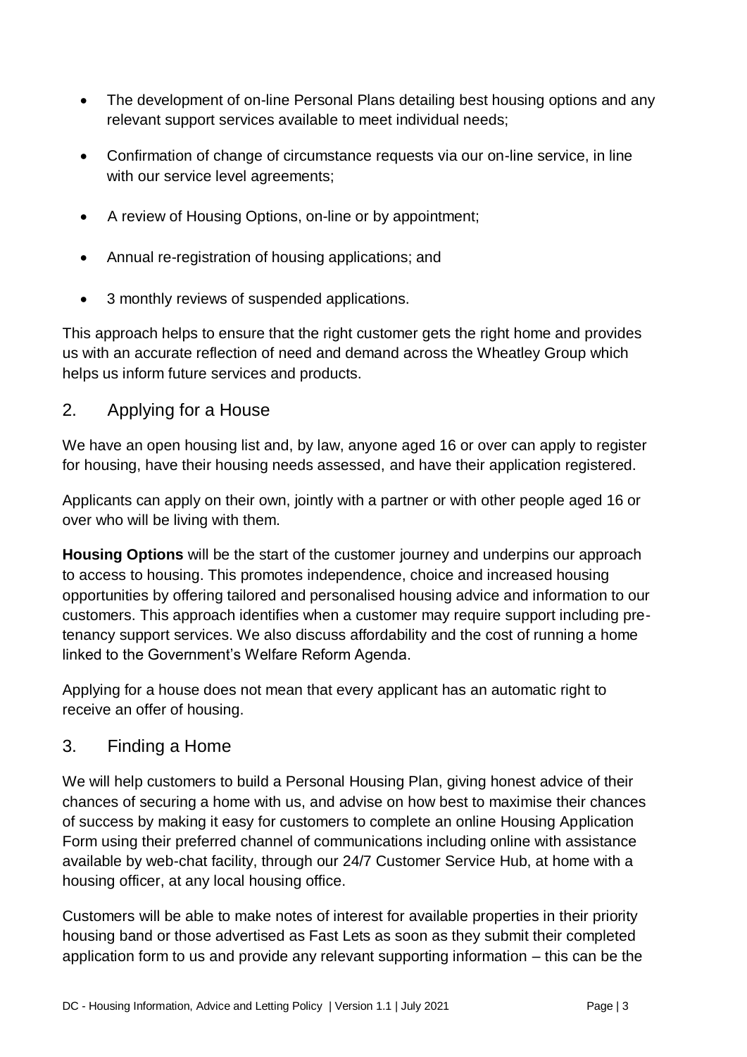- The development of on-line Personal Plans detailing best housing options and any relevant support services available to meet individual needs;
- Confirmation of change of circumstance requests via our on-line service, in line with our service level agreements;
- A review of Housing Options, on-line or by appointment;
- Annual re-registration of housing applications; and
- 3 monthly reviews of suspended applications.

This approach helps to ensure that the right customer gets the right home and provides us with an accurate reflection of need and demand across the Wheatley Group which helps us inform future services and products.

## 2. Applying for a House

We have an open housing list and, by law, anyone aged 16 or over can apply to register for housing, have their housing needs assessed, and have their application registered.

Applicants can apply on their own, jointly with a partner or with other people aged 16 or over who will be living with them.

**Housing Options** will be the start of the customer journey and underpins our approach to access to housing. This promotes independence, choice and increased housing opportunities by offering tailored and personalised housing advice and information to our customers. This approach identifies when a customer may require support including pre-tenancy support services. We also discuss affordability and the cost of running a home linked to the Government's Welfare Reform Agenda.

Applying for a house does not mean that every applicant has an automatic right to receive an offer of housing.

## 3. Finding a Home

We will help customers to build a Personal Housing Plan, giving honest advice of their chances of securing a home with us, and advise on how best to maximise their chances of success by making it easy for customers to complete an online Housing Application Form using their preferred channel of communications including online with assistance available by web-chat facility, through our 24/7 Customer Service Hub, at home with a housing officer, at any local housing office.

Customers will be able to make notes of interest for available properties in their priority housing band or those advertised as Fast Lets as soon as they submit their completed application form to us and provide any relevant supporting information – this can be the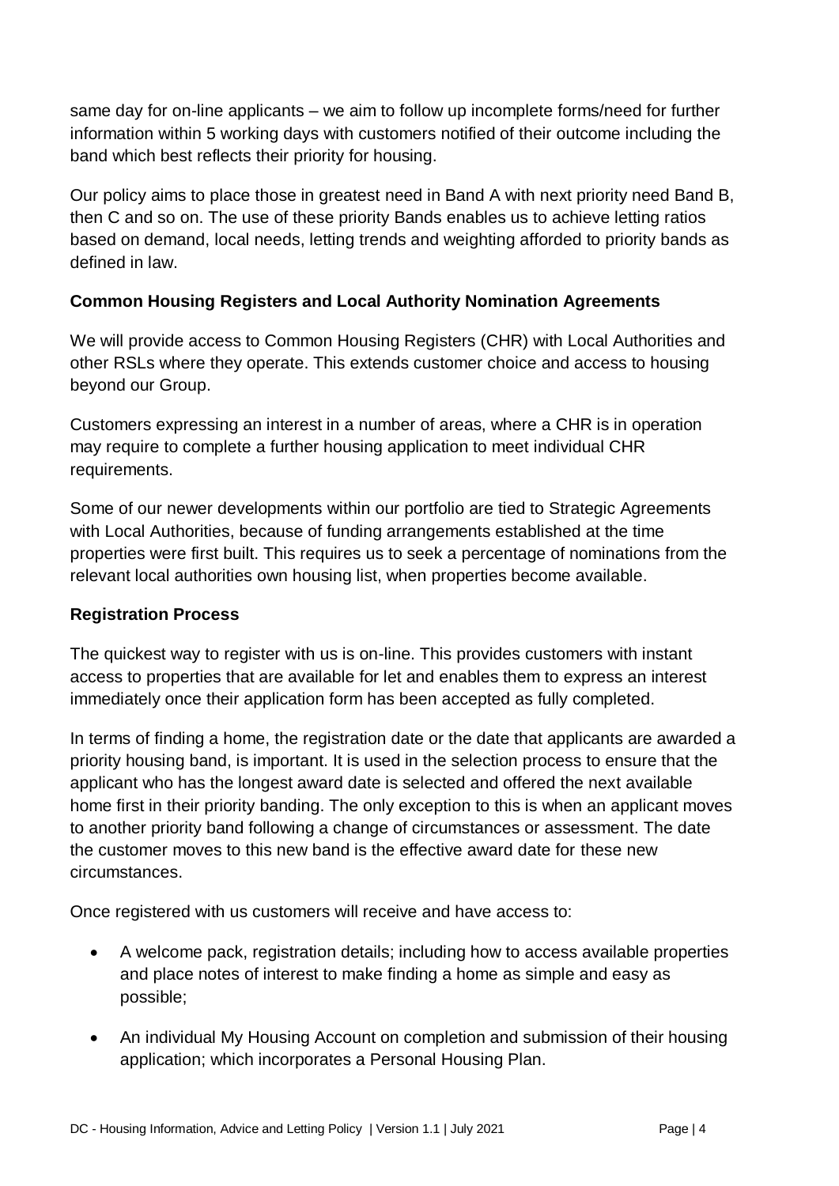same day for on-line applicants – we aim to follow up incomplete forms/need for further information within 5 working days with customers notified of their outcome including the band which best reflects their priority for housing.

Our policy aims to place those in greatest need in Band A with next priority need Band B, then C and so on. The use of these priority Bands enables us to achieve letting ratios based on demand, local needs, letting trends and weighting afforded to priority bands as defined in law.

**Common Housing Registers and Local Authority Nomination Agreements**

We will provide access to Common Housing Registers (CHR) with Local Authorities and other RSLs where they operate. This extends customer choice and access to housing beyond our Group.

Customers expressing an interest in a number of areas, where a CHR is in operation may require to complete a further housing application to meet individual CHR requirements.

Some of our newer developments within our portfolio are tied to Strategic Agreements with Local Authorities, because of funding arrangements established at the time properties were first built. This requires us to seek a percentage of nominations from the relevant local authorities own housing list, when properties become available.

**Registration Process**

The quickest way to register with us is on-line. This provides customers with instant access to properties that are available for let and enables them to express an interest immediately once their application form has been accepted as fully completed.

In terms of finding a home, the registration date or the date that applicants are awarded a priority housing band, is important. It is used in the selection process to ensure that the applicant who has the longest award date is selected and offered the next available home first in their priority banding. The only exception to this is when an applicant moves to another priority band following a change of circumstances or assessment. The date the customer moves to this new band is the effective award date for these new circumstances.

Once registered with us customers will receive and have access to:

- A welcome pack, registration details; including how to access available properties and place notes of interest to make finding a home as simple and easy as possible;
- An individual My Housing Account on completion and submission of their housing application; which incorporates a Personal Housing Plan.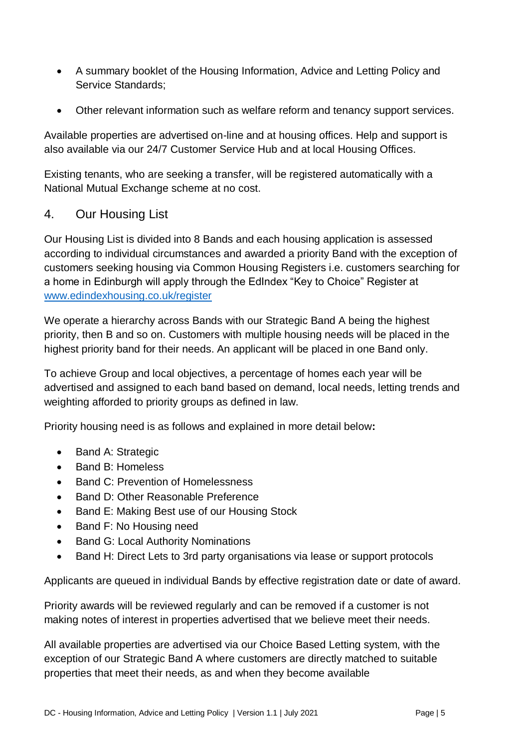- A summary booklet of the Housing Information, Advice and Letting Policy and Service Standards;
- Other relevant information such as welfare reform and tenancy support services.

Available properties are advertised on-line and at housing offices. Help and support is also available via our 24/7 Customer Service Hub and at local Housing Offices.

Existing tenants, who are seeking a transfer, will be registered automatically with a National Mutual Exchange scheme at no cost.

## 4. Our Housing List

Our Housing List is divided into 8 Bands and each housing application is assessed according to individual circumstances and awarded a priority Band with the exception of customers seeking housing via Common Housing Registers i.e. customers searching for a home in Edinburgh will apply through the EdIndex "Key to Choice" Register at [www.edindexhousing.co.uk/register](www.edindexhousing.co.uk/register)

We operate a hierarchy across Bands with our Strategic Band A being the highest priority, then B and so on. Customers with multiple housing needs will be placed in the highest priority band for their needs. An applicant will be placed in one Band only.

To achieve Group and local objectives, a percentage of homes each year will be advertised and assigned to each band based on demand, local needs, letting trends and weighting afforded to priority groups as defined in law.

Priority housing need is as follows and explained in more detail below**:**

- Band A: Strategic
- Band B: Homeless
- Band C: Prevention of Homelessness
- Band D: Other Reasonable Preference
- Band E: Making Best use of our Housing Stock
- Band F: No Housing need
- Band G: Local Authority Nominations
- Band H: Direct Lets to 3rd party organisations via lease or support protocols

Applicants are queued in individual Bands by effective registration date or date of award.

Priority awards will be reviewed regularly and can be removed if a customer is not making notes of interest in properties advertised that we believe meet their needs.

All available properties are advertised via our Choice Based Letting system, with the exception of our Strategic Band A where customers are directly matched to suitable properties that meet their needs, as and when they become available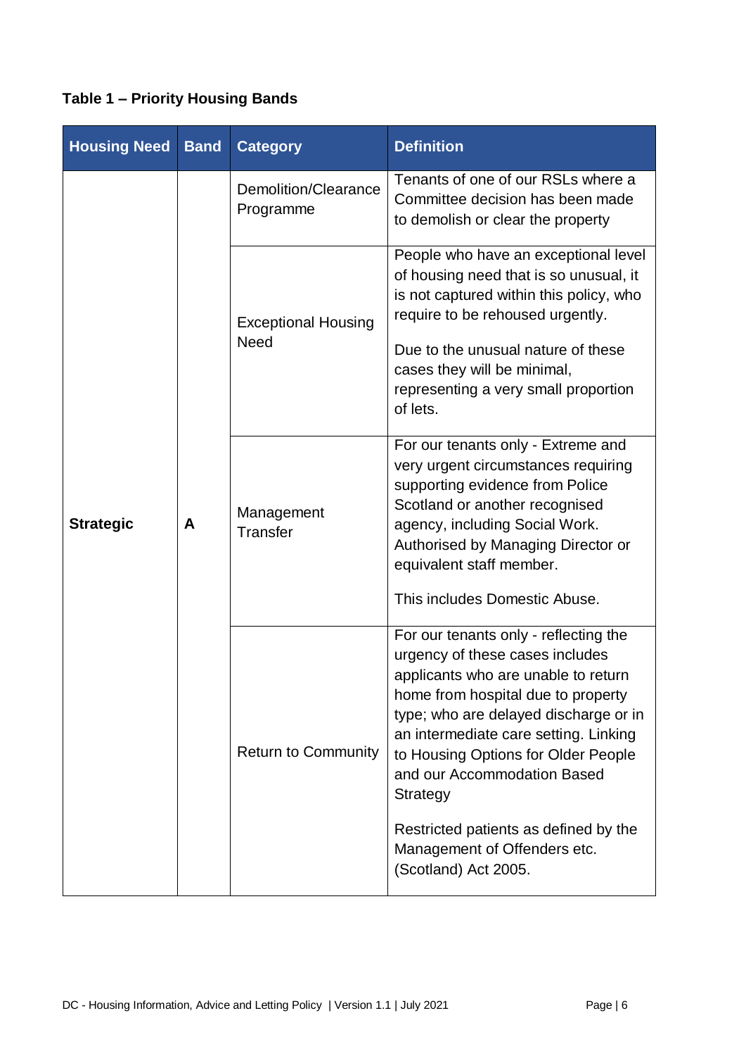**Table 1 – Priority Housing Bands**

| Housing Need | Band | Category | Definition |
|---|---|---|---|
| Strategic | A | Demolition/Clearance Programme | Tenants of one of our RSLs where a Committee decision has been made to demolish or clear the property |
| | | Exceptional Housing Need | People who have an exceptional level of housing need that is so unusual, it is not captured within this policy, who require to be rehoused urgently. Due to the unusual nature of these cases they will be minimal, representing a very small proportion of lets. |
| | | Management Transfer | For our tenants only - Extreme and very urgent circumstances requiring supporting evidence from Police Scotland or another recognised agency, including Social Work. Authorised by Managing Director or equivalent staff member. This includes Domestic Abuse. |
| | | Return to Community | For our tenants only - reflecting the urgency of these cases includes applicants who are unable to return home from hospital due to property type; who are delayed discharge or in an intermediate care setting. Linking to Housing Options for Older People and our Accommodation Based Strategy Restricted patients as defined by the Management of Offenders etc. (Scotland) Act 2005. |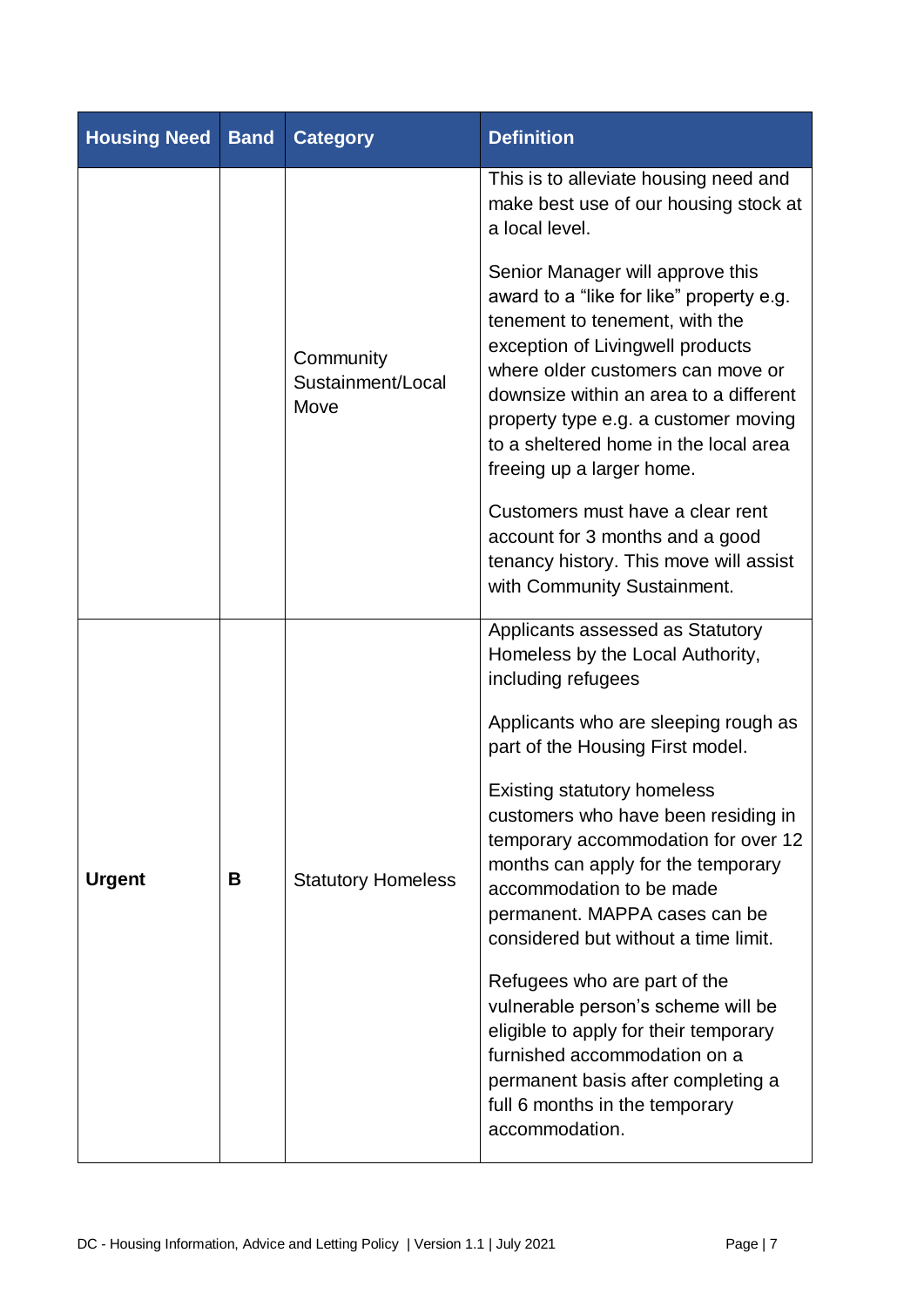| Housing Need | Band | Category | Definition |
|---|---|---|---|
| | | Community Sustainment/Local Move | This is to alleviate housing need and make best use of our housing stock at a local level.<br><br>Senior Manager will approve this award to a "like for like" property e.g. tenement to tenement, with the exception of Livingwell products where older customers can move or downsize within an area to a different property type e.g. a customer moving to a sheltered home in the local area freeing up a larger home.<br><br>Customers must have a clear rent account for 3 months and a good tenancy history. This move will assist with Community Sustainment. |
| **Urgent** | **B** | Statutory Homeless | Applicants assessed as Statutory Homeless by the Local Authority, including refugees<br><br>Applicants who are sleeping rough as part of the Housing First model.<br><br>Existing statutory homeless customers who have been residing in temporary accommodation for over 12 months can apply for the temporary accommodation to be made permanent. MAPPA cases can be considered but without a time limit.<br><br>Refugees who are part of the vulnerable person's scheme will be eligible to apply for their temporary furnished accommodation on a permanent basis after completing a full 6 months in the temporary accommodation. |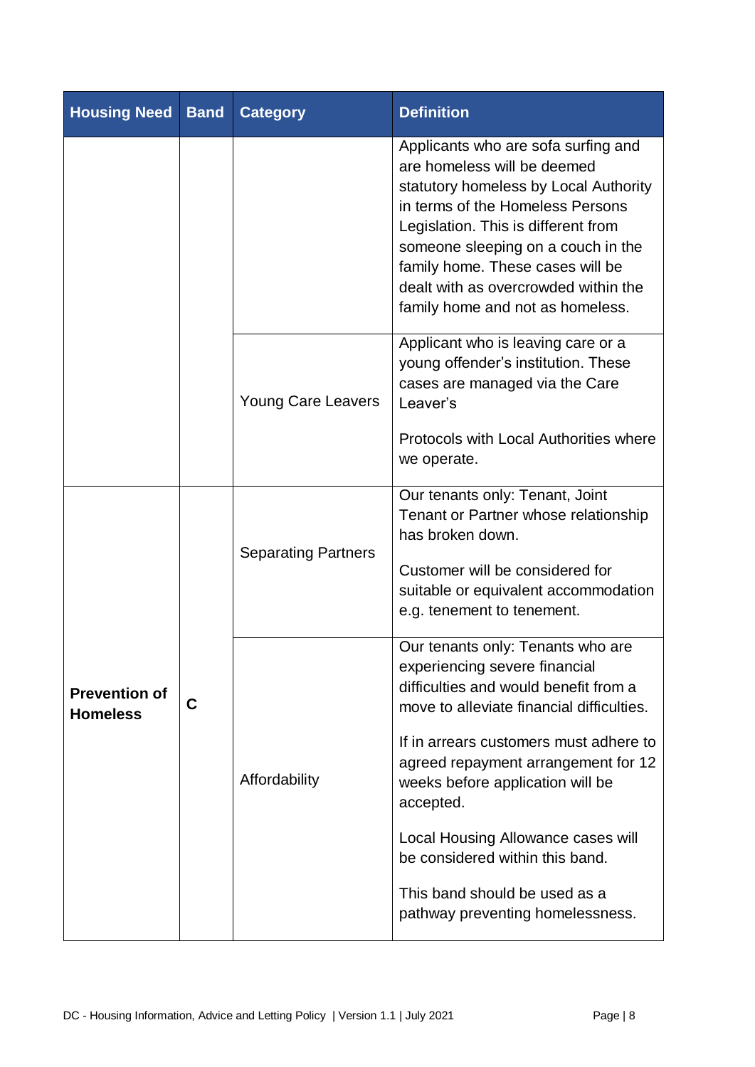| Housing Need | Band | Category | Definition |
|---|---|---|---|
| | | | Applicants who are sofa surfing and are homeless will be deemed statutory homeless by Local Authority in terms of the Homeless Persons Legislation. This is different from someone sleeping on a couch in the family home. These cases will be dealt with as overcrowded within the family home and not as homeless. |
| | | Young Care Leavers | Applicant who is leaving care or a young offender's institution. These cases are managed via the Care Leaver's<br><br>Protocols with Local Authorities where we operate. |
| **Prevention of Homeless** | **C** | Separating Partners | Our tenants only: Tenant, Joint Tenant or Partner whose relationship has broken down.<br><br>Customer will be considered for suitable or equivalent accommodation e.g. tenement to tenement. |
| | | Affordability | Our tenants only: Tenants who are experiencing severe financial difficulties and would benefit from a move to alleviate financial difficulties.<br><br>If in arrears customers must adhere to agreed repayment arrangement for 12 weeks before application will be accepted.<br><br>Local Housing Allowance cases will be considered within this band.<br><br>This band should be used as a pathway preventing homelessness. |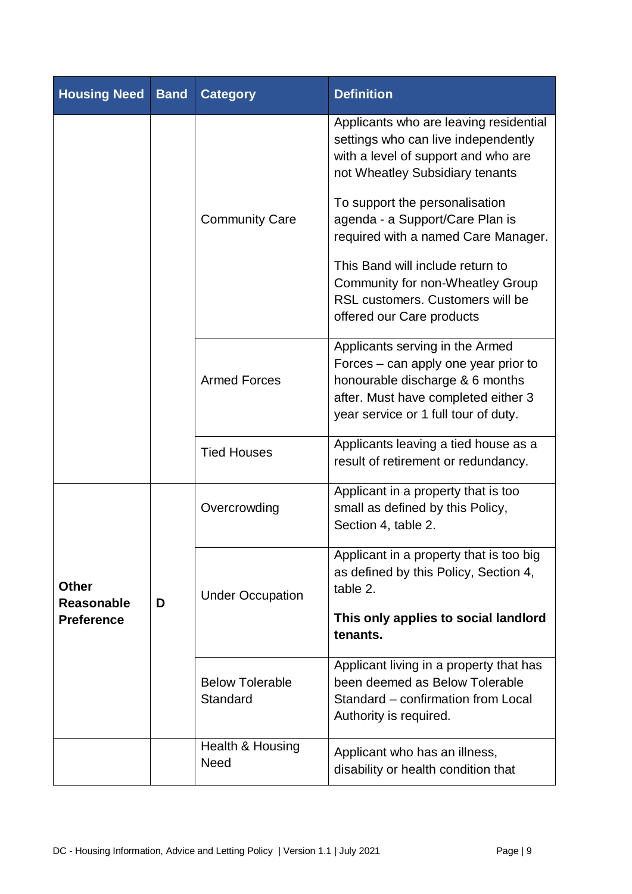| Housing Need | Band | Category | Definition |
|---|---|---|---|
| | | Community Care | Applicants who are leaving residential settings who can live independently with a level of support and who are not Wheatley Subsidiary tenants<br><br>To support the personalisation agenda - a Support/Care Plan is required with a named Care Manager.<br><br>This Band will include return to Community for non-Wheatley Group RSL customers. Customers will be offered our Care products |
| | | Armed Forces | Applicants serving in the Armed Forces – can apply one year prior to honourable discharge & 6 months after. Must have completed either 3 year service or 1 full tour of duty. |
| | | Tied Houses | Applicants leaving a tied house as a result of retirement or redundancy. |
| **Other Reasonable Preference** | **D** | Overcrowding | Applicant in a property that is too small as defined by this Policy, Section 4, table 2. |
| | | Under Occupation | Applicant in a property that is too big as defined by this Policy, Section 4, table 2.<br><br>**This only applies to social landlord tenants.** |
| | | Below Tolerable Standard | Applicant living in a property that has been deemed as Below Tolerable Standard – confirmation from Local Authority is required. |
| | | Health & Housing Need | Applicant who has an illness, disability or health condition that |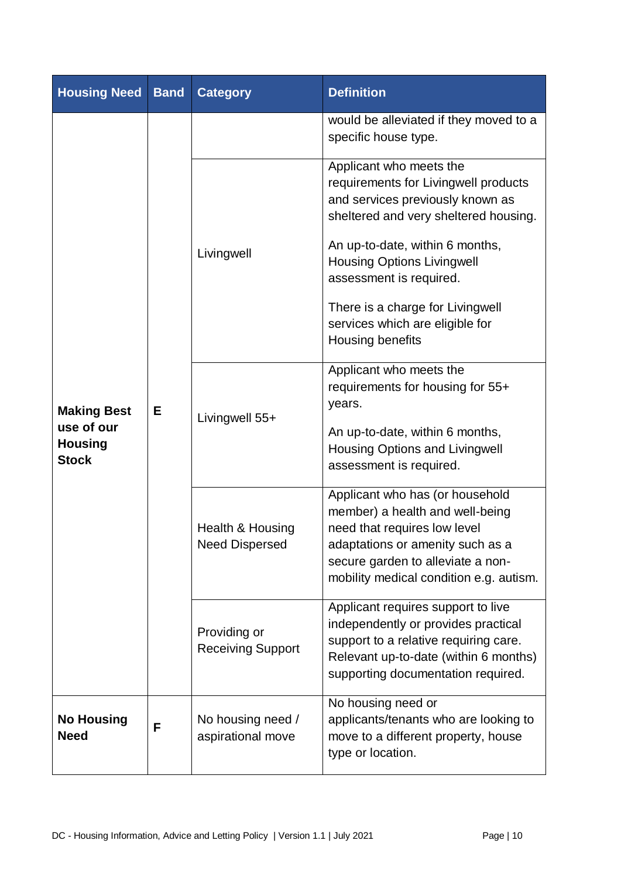| Housing Need | Band | Category | Definition |
|---|---|---|---|
| | | | would be alleviated if they moved to a specific house type. |
| **Making Best use of our Housing Stock** | **E** | Livingwell | Applicant who meets the requirements for Livingwell products and services previously known as sheltered and very sheltered housing.<br><br>An up-to-date, within 6 months, Housing Options Livingwell assessment is required.<br><br>There is a charge for Livingwell services which are eligible for Housing benefits |
| | | Livingwell 55+ | Applicant who meets the requirements for housing for 55+ years.<br><br>An up-to-date, within 6 months, Housing Options and Livingwell assessment is required. |
| | | Health & Housing Need Dispersed | Applicant who has (or household member) a health and well-being need that requires low level adaptations or amenity such as a secure garden to alleviate a non-mobility medical condition e.g. autism. |
| | | Providing or Receiving Support | Applicant requires support to live independently or provides practical support to a relative requiring care. Relevant up-to-date (within 6 months) supporting documentation required. |
| **No Housing Need** | **F** | No housing need / aspirational move | No housing need or applicants/tenants who are looking to move to a different property, house type or location. |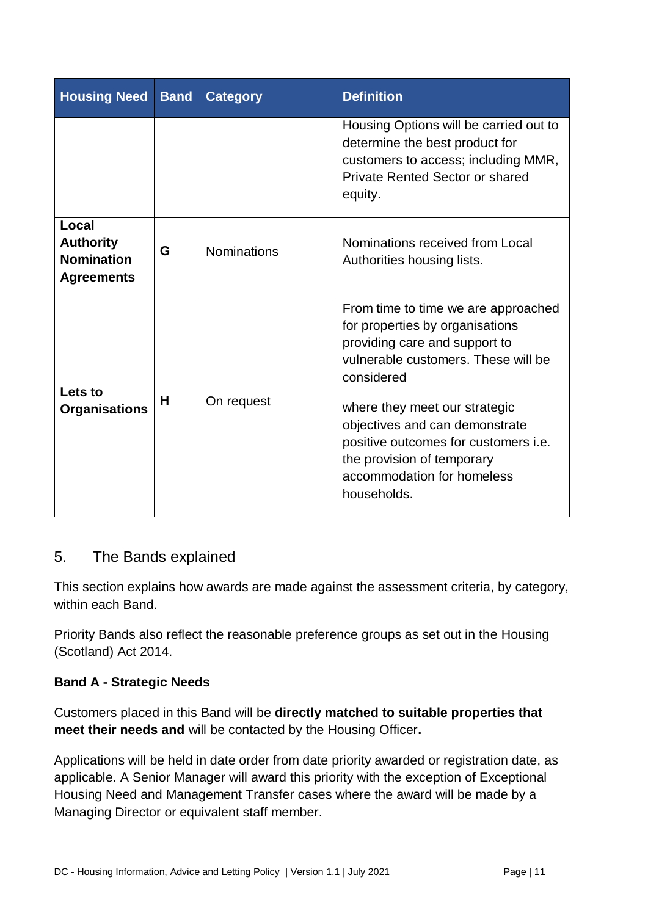| Housing Need | Band | Category | Definition |
|---|---|---|---|
| | | | Housing Options will be carried out to determine the best product for customers to access; including MMR, Private Rented Sector or shared equity. |
| **Local Authority Nomination Agreements** | **G** | Nominations | Nominations received from Local Authorities housing lists. |
| **Lets to Organisations** | **H** | On request | From time to time we are approached for properties by organisations providing care and support to vulnerable customers. These will be considered where they meet our strategic objectives and can demonstrate positive outcomes for customers i.e. the provision of temporary accommodation for homeless households. |

## 5. The Bands explained

This section explains how awards are made against the assessment criteria, by category, within each Band.

Priority Bands also reflect the reasonable preference groups as set out in the Housing (Scotland) Act 2014.

**Band A - Strategic Needs**

Customers placed in this Band will be **directly matched to suitable properties that meet their needs and** will be contacted by the Housing Officer**.**

Applications will be held in date order from date priority awarded or registration date, as applicable. A Senior Manager will award this priority with the exception of Exceptional Housing Need and Management Transfer cases where the award will be made by a Managing Director or equivalent staff member.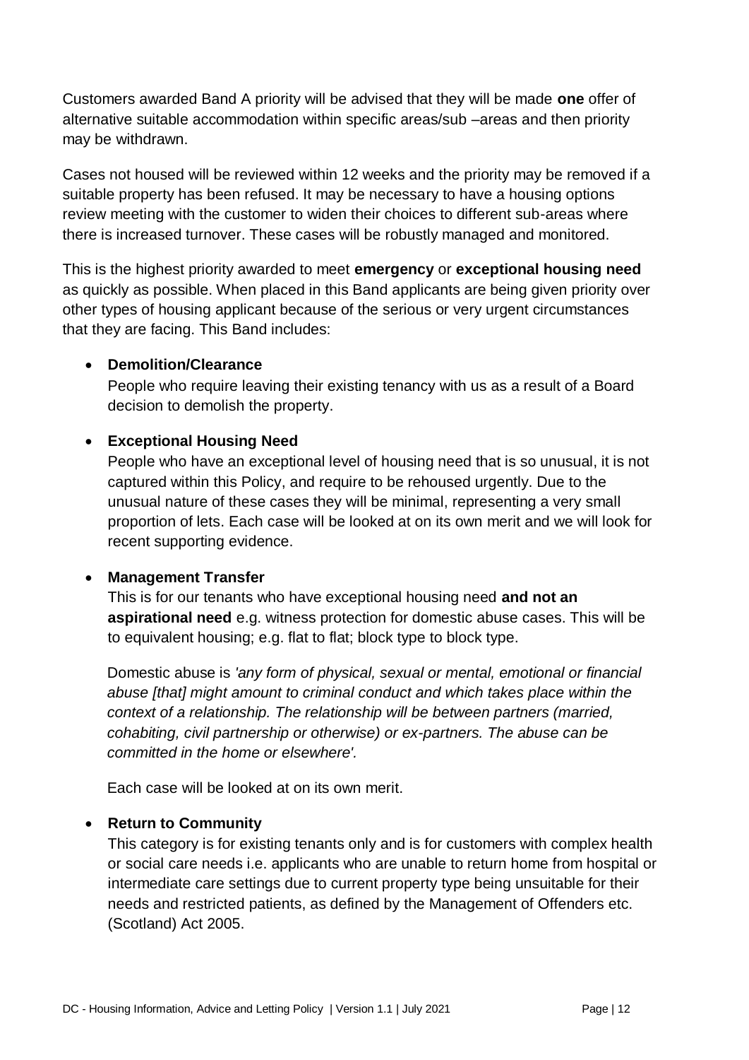Customers awarded Band A priority will be advised that they will be made **one** offer of alternative suitable accommodation within specific areas/sub –areas and then priority may be withdrawn.

Cases not housed will be reviewed within 12 weeks and the priority may be removed if a suitable property has been refused. It may be necessary to have a housing options review meeting with the customer to widen their choices to different sub-areas where there is increased turnover. These cases will be robustly managed and monitored.

This is the highest priority awarded to meet **emergency** or **exceptional housing need** as quickly as possible. When placed in this Band applicants are being given priority over other types of housing applicant because of the serious or very urgent circumstances that they are facing. This Band includes:

- **Demolition/Clearance**
  People who require leaving their existing tenancy with us as a result of a Board decision to demolish the property.

- **Exceptional Housing Need**
  People who have an exceptional level of housing need that is so unusual, it is not captured within this Policy, and require to be rehoused urgently. Due to the unusual nature of these cases they will be minimal, representing a very small proportion of lets. Each case will be looked at on its own merit and we will look for recent supporting evidence.

- **Management Transfer**
  This is for our tenants who have exceptional housing need **and not an aspirational need** e.g. witness protection for domestic abuse cases. This will be to equivalent housing; e.g. flat to flat; block type to block type.

  Domestic abuse is *'any form of physical, sexual or mental, emotional or financial abuse [that] might amount to criminal conduct and which takes place within the context of a relationship. The relationship will be between partners (married, cohabiting, civil partnership or otherwise) or ex-partners. The abuse can be committed in the home or elsewhere'.*

  Each case will be looked at on its own merit.

- **Return to Community**
  This category is for existing tenants only and is for customers with complex health or social care needs i.e. applicants who are unable to return home from hospital or intermediate care settings due to current property type being unsuitable for their needs and restricted patients, as defined by the Management of Offenders etc. (Scotland) Act 2005.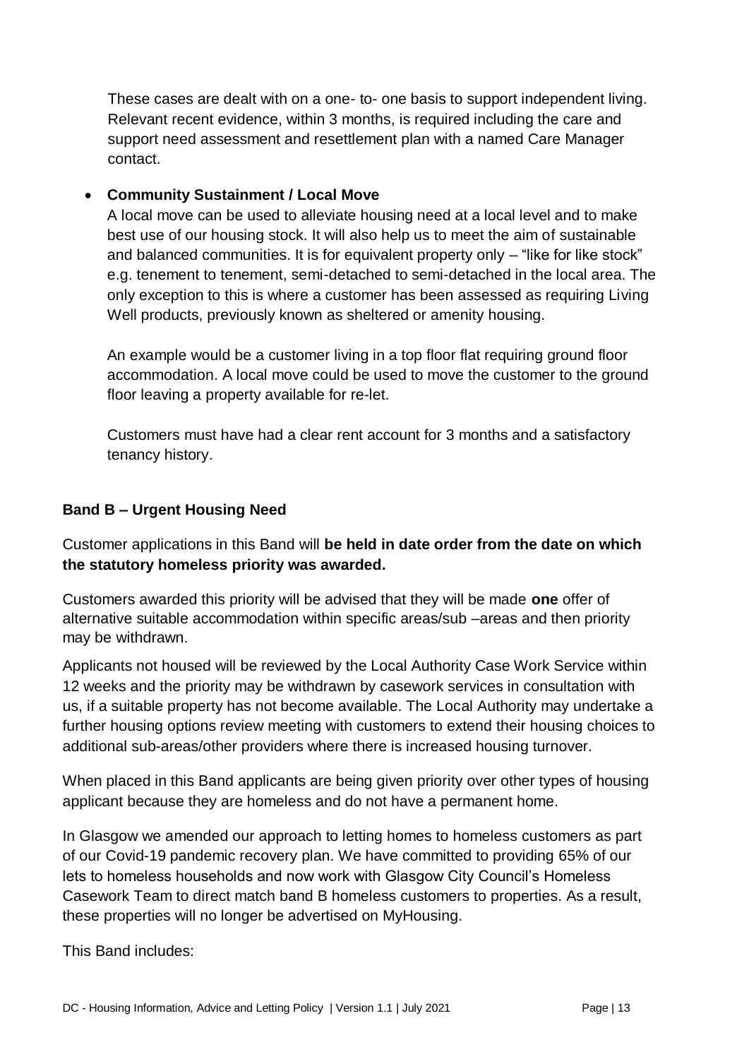These cases are dealt with on a one- to- one basis to support independent living. Relevant recent evidence, within 3 months, is required including the care and support need assessment and resettlement plan with a named Care Manager contact.

- **Community Sustainment / Local Move**

  A local move can be used to alleviate housing need at a local level and to make best use of our housing stock. It will also help us to meet the aim of sustainable and balanced communities. It is for equivalent property only – "like for like stock" e.g. tenement to tenement, semi-detached to semi-detached in the local area. The only exception to this is where a customer has been assessed as requiring Living Well products, previously known as sheltered or amenity housing.

  An example would be a customer living in a top floor flat requiring ground floor accommodation. A local move could be used to move the customer to the ground floor leaving a property available for re-let.

  Customers must have had a clear rent account for 3 months and a satisfactory tenancy history.

### Band B – Urgent Housing Need

Customer applications in this Band will **be held in date order from the date on which the statutory homeless priority was awarded.**

Customers awarded this priority will be advised that they will be made **one** offer of alternative suitable accommodation within specific areas/sub –areas and then priority may be withdrawn.

Applicants not housed will be reviewed by the Local Authority Case Work Service within 12 weeks and the priority may be withdrawn by casework services in consultation with us, if a suitable property has not become available. The Local Authority may undertake a further housing options review meeting with customers to extend their housing choices to additional sub-areas/other providers where there is increased housing turnover.

When placed in this Band applicants are being given priority over other types of housing applicant because they are homeless and do not have a permanent home.

In Glasgow we amended our approach to letting homes to homeless customers as part of our Covid-19 pandemic recovery plan. We have committed to providing 65% of our lets to homeless households and now work with Glasgow City Council's Homeless Casework Team to direct match band B homeless customers to properties. As a result, these properties will no longer be advertised on MyHousing.

This Band includes: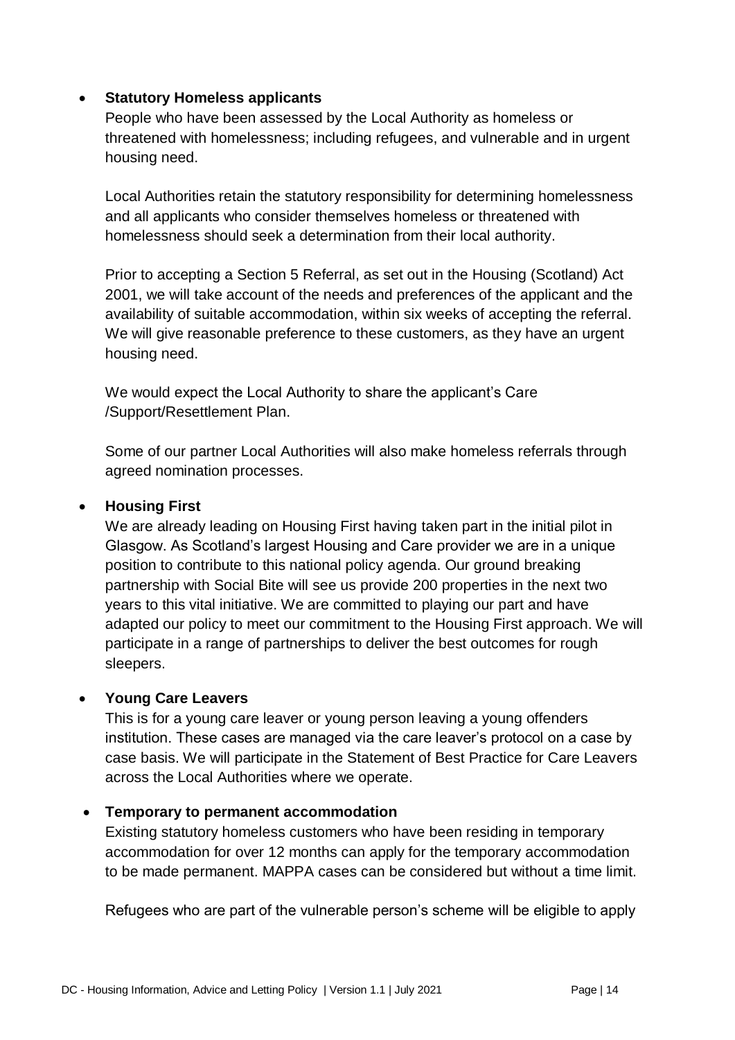- **Statutory Homeless applicants**

  People who have been assessed by the Local Authority as homeless or threatened with homelessness; including refugees, and vulnerable and in urgent housing need.

  Local Authorities retain the statutory responsibility for determining homelessness and all applicants who consider themselves homeless or threatened with homelessness should seek a determination from their local authority.

  Prior to accepting a Section 5 Referral, as set out in the Housing (Scotland) Act 2001, we will take account of the needs and preferences of the applicant and the availability of suitable accommodation, within six weeks of accepting the referral. We will give reasonable preference to these customers, as they have an urgent housing need.

  We would expect the Local Authority to share the applicant's Care /Support/Resettlement Plan.

  Some of our partner Local Authorities will also make homeless referrals through agreed nomination processes.

- **Housing First**

  We are already leading on Housing First having taken part in the initial pilot in Glasgow. As Scotland's largest Housing and Care provider we are in a unique position to contribute to this national policy agenda. Our ground breaking partnership with Social Bite will see us provide 200 properties in the next two years to this vital initiative. We are committed to playing our part and have adapted our policy to meet our commitment to the Housing First approach. We will participate in a range of partnerships to deliver the best outcomes for rough sleepers.

- **Young Care Leavers**

  This is for a young care leaver or young person leaving a young offenders institution. These cases are managed via the care leaver's protocol on a case by case basis. We will participate in the Statement of Best Practice for Care Leavers across the Local Authorities where we operate.

- **Temporary to permanent accommodation**

  Existing statutory homeless customers who have been residing in temporary accommodation for over 12 months can apply for the temporary accommodation to be made permanent. MAPPA cases can be considered but without a time limit.

  Refugees who are part of the vulnerable person's scheme will be eligible to apply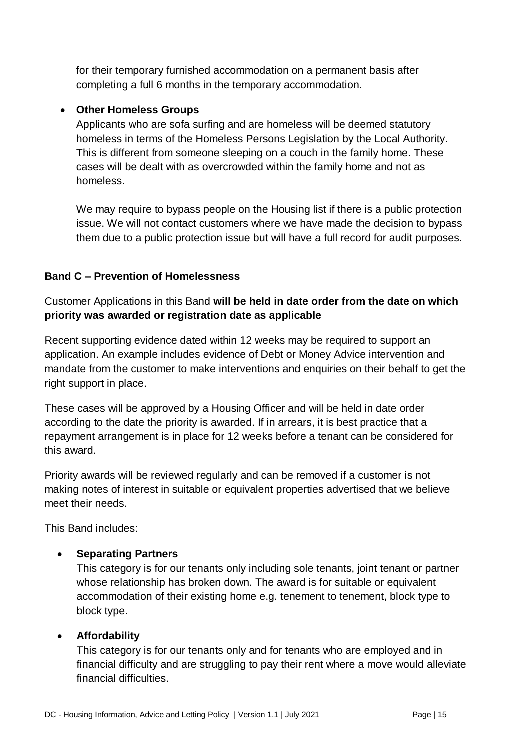for their temporary furnished accommodation on a permanent basis after completing a full 6 months in the temporary accommodation.

- **Other Homeless Groups**

  Applicants who are sofa surfing and are homeless will be deemed statutory homeless in terms of the Homeless Persons Legislation by the Local Authority. This is different from someone sleeping on a couch in the family home. These cases will be dealt with as overcrowded within the family home and not as homeless.

  We may require to bypass people on the Housing list if there is a public protection issue. We will not contact customers where we have made the decision to bypass them due to a public protection issue but will have a full record for audit purposes.

### Band C – Prevention of Homelessness

Customer Applications in this Band **will be held in date order from the date on which priority was awarded or registration date as applicable**

Recent supporting evidence dated within 12 weeks may be required to support an application. An example includes evidence of Debt or Money Advice intervention and mandate from the customer to make interventions and enquiries on their behalf to get the right support in place.

These cases will be approved by a Housing Officer and will be held in date order according to the date the priority is awarded. If in arrears, it is best practice that a repayment arrangement is in place for 12 weeks before a tenant can be considered for this award.

Priority awards will be reviewed regularly and can be removed if a customer is not making notes of interest in suitable or equivalent properties advertised that we believe meet their needs.

This Band includes:

- **Separating Partners**

  This category is for our tenants only including sole tenants, joint tenant or partner whose relationship has broken down. The award is for suitable or equivalent accommodation of their existing home e.g. tenement to tenement, block type to block type.

- **Affordability**

  This category is for our tenants only and for tenants who are employed and in financial difficulty and are struggling to pay their rent where a move would alleviate financial difficulties.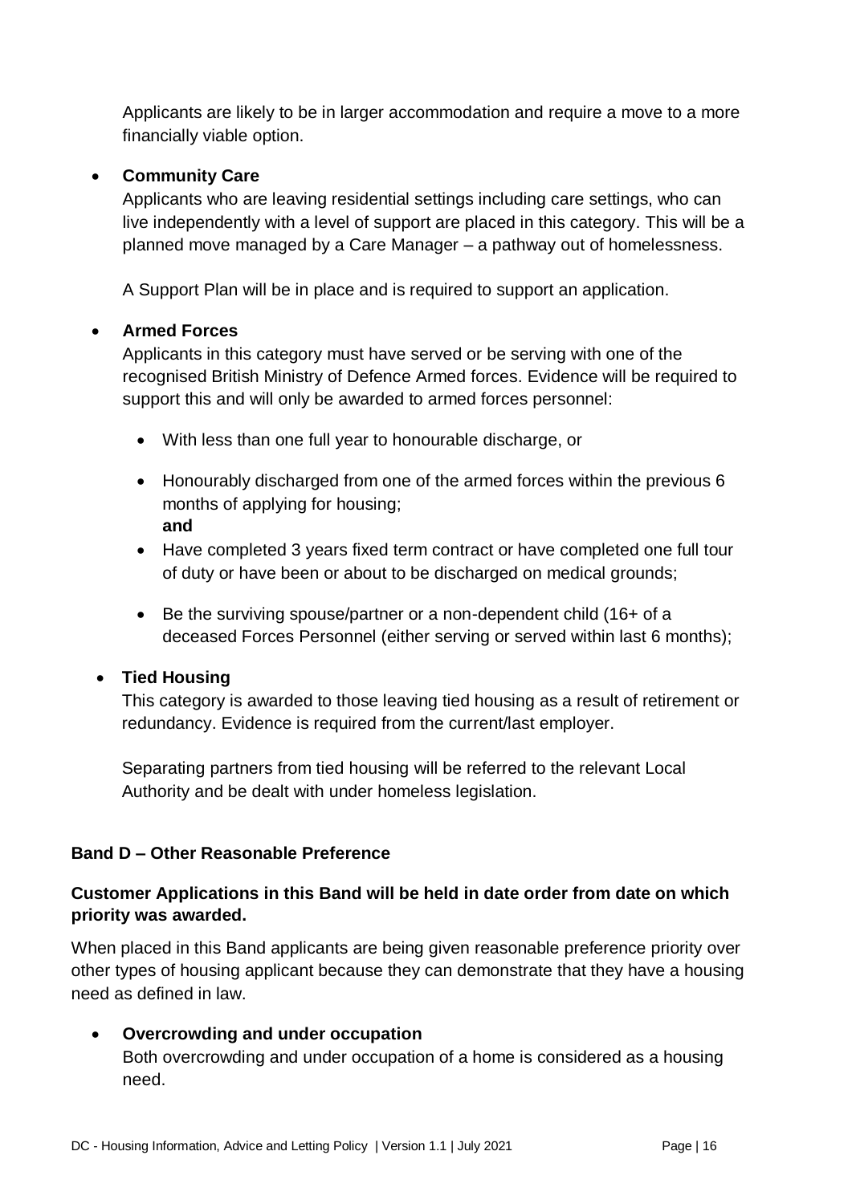Applicants are likely to be in larger accommodation and require a move to a more financially viable option.

- **Community Care**
  Applicants who are leaving residential settings including care settings, who can live independently with a level of support are placed in this category. This will be a planned move managed by a Care Manager – a pathway out of homelessness.

  A Support Plan will be in place and is required to support an application.

- **Armed Forces**
  Applicants in this category must have served or be serving with one of the recognised British Ministry of Defence Armed forces. Evidence will be required to support this and will only be awarded to armed forces personnel:

  - With less than one full year to honourable discharge, or
  - Honourably discharged from one of the armed forces within the previous 6 months of applying for housing;
    **and**
  - Have completed 3 years fixed term contract or have completed one full tour of duty or have been or about to be discharged on medical grounds;
  - Be the surviving spouse/partner or a non-dependent child (16+ of a deceased Forces Personnel (either serving or served within last 6 months);

- **Tied Housing**
  This category is awarded to those leaving tied housing as a result of retirement or redundancy. Evidence is required from the current/last employer.

  Separating partners from tied housing will be referred to the relevant Local Authority and be dealt with under homeless legislation.

### Band D – Other Reasonable Preference

**Customer Applications in this Band will be held in date order from date on which priority was awarded.**

When placed in this Band applicants are being given reasonable preference priority over other types of housing applicant because they can demonstrate that they have a housing need as defined in law.

- **Overcrowding and under occupation**
  Both overcrowding and under occupation of a home is considered as a housing need.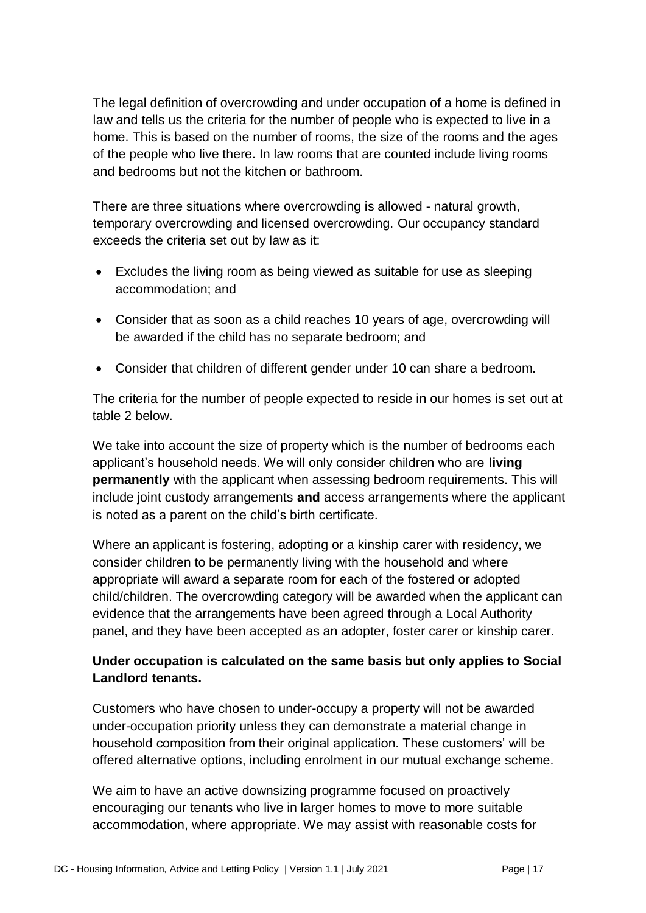The legal definition of overcrowding and under occupation of a home is defined in law and tells us the criteria for the number of people who is expected to live in a home. This is based on the number of rooms, the size of the rooms and the ages of the people who live there. In law rooms that are counted include living rooms and bedrooms but not the kitchen or bathroom.

There are three situations where overcrowding is allowed - natural growth, temporary overcrowding and licensed overcrowding. Our occupancy standard exceeds the criteria set out by law as it:

- Excludes the living room as being viewed as suitable for use as sleeping accommodation; and
- Consider that as soon as a child reaches 10 years of age, overcrowding will be awarded if the child has no separate bedroom; and
- Consider that children of different gender under 10 can share a bedroom.

The criteria for the number of people expected to reside in our homes is set out at table 2 below.

We take into account the size of property which is the number of bedrooms each applicant's household needs. We will only consider children who are **living permanently** with the applicant when assessing bedroom requirements. This will include joint custody arrangements **and** access arrangements where the applicant is noted as a parent on the child's birth certificate.

Where an applicant is fostering, adopting or a kinship carer with residency, we consider children to be permanently living with the household and where appropriate will award a separate room for each of the fostered or adopted child/children. The overcrowding category will be awarded when the applicant can evidence that the arrangements have been agreed through a Local Authority panel, and they have been accepted as an adopter, foster carer or kinship carer.

**Under occupation is calculated on the same basis but only applies to Social Landlord tenants.**

Customers who have chosen to under-occupy a property will not be awarded under-occupation priority unless they can demonstrate a material change in household composition from their original application. These customers' will be offered alternative options, including enrolment in our mutual exchange scheme.

We aim to have an active downsizing programme focused on proactively encouraging our tenants who live in larger homes to move to more suitable accommodation, where appropriate. We may assist with reasonable costs for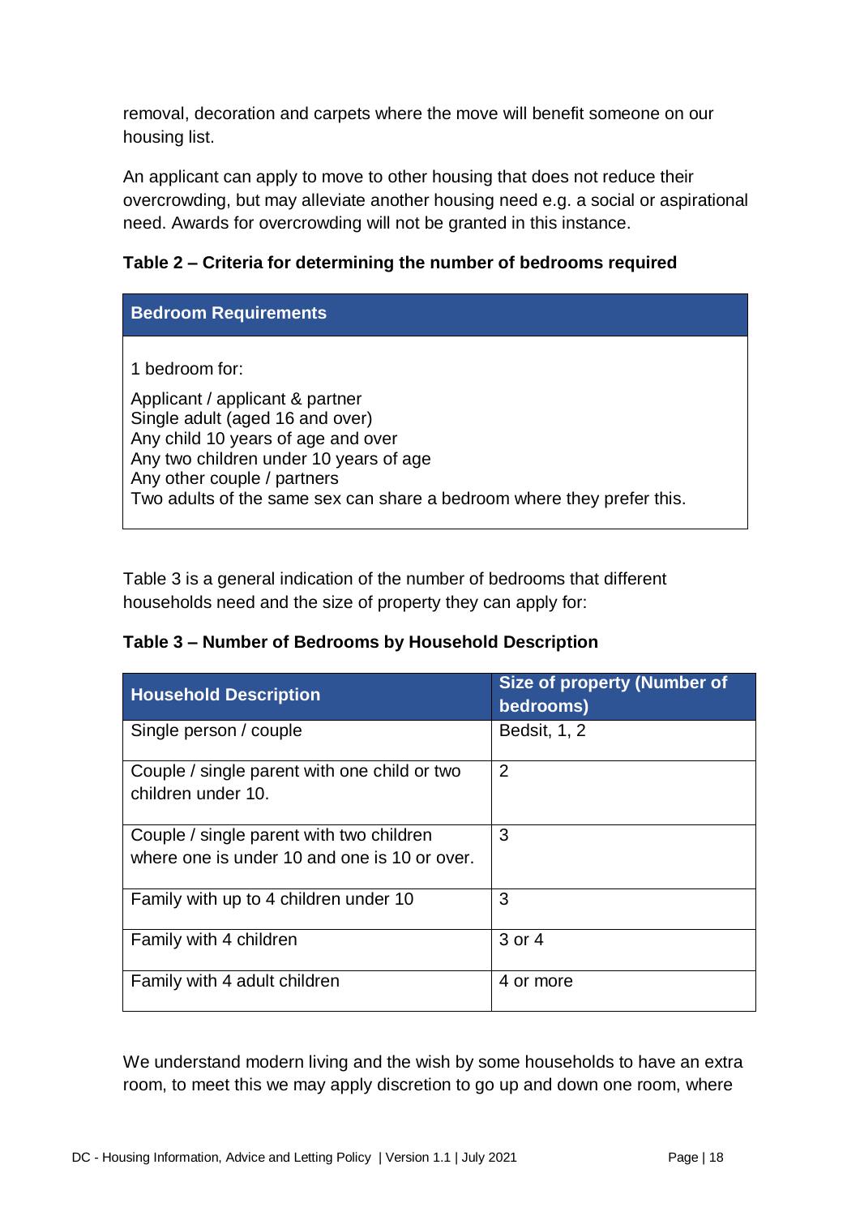removal, decoration and carpets where the move will benefit someone on our housing list.

An applicant can apply to move to other housing that does not reduce their overcrowding, but may alleviate another housing need e.g. a social or aspirational need. Awards for overcrowding will not be granted in this instance.

**Table 2 – Criteria for determining the number of bedrooms required**

| Bedroom Requirements |
| --- |
| 1 bedroom for:<br><br>Applicant / applicant & partner<br>Single adult (aged 16 and over)<br>Any child 10 years of age and over<br>Any two children under 10 years of age<br>Any other couple / partners<br>Two adults of the same sex can share a bedroom where they prefer this. |

Table 3 is a general indication of the number of bedrooms that different households need and the size of property they can apply for:

**Table 3 – Number of Bedrooms by Household Description**

| Household Description | Size of property (Number of bedrooms) |
| --- | --- |
| Single person / couple | Bedsit, 1, 2 |
| Couple / single parent with one child or two children under 10. | 2 |
| Couple / single parent with two children where one is under 10 and one is 10 or over. | 3 |
| Family with up to 4 children under 10 | 3 |
| Family with 4 children | 3 or 4 |
| Family with 4 adult children | 4 or more |

We understand modern living and the wish by some households to have an extra room, to meet this we may apply discretion to go up and down one room, where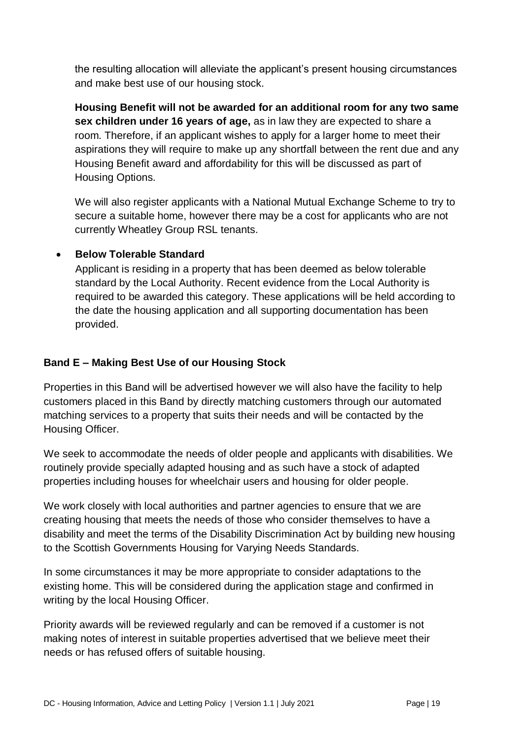the resulting allocation will alleviate the applicant's present housing circumstances and make best use of our housing stock.

**Housing Benefit will not be awarded for an additional room for any two same sex children under 16 years of age,** as in law they are expected to share a room. Therefore, if an applicant wishes to apply for a larger home to meet their aspirations they will require to make up any shortfall between the rent due and any Housing Benefit award and affordability for this will be discussed as part of Housing Options.

We will also register applicants with a National Mutual Exchange Scheme to try to secure a suitable home, however there may be a cost for applicants who are not currently Wheatley Group RSL tenants.

- **Below Tolerable Standard**

  Applicant is residing in a property that has been deemed as below tolerable standard by the Local Authority. Recent evidence from the Local Authority is required to be awarded this category. These applications will be held according to the date the housing application and all supporting documentation has been provided.

**Band E – Making Best Use of our Housing Stock**

Properties in this Band will be advertised however we will also have the facility to help customers placed in this Band by directly matching customers through our automated matching services to a property that suits their needs and will be contacted by the Housing Officer.

We seek to accommodate the needs of older people and applicants with disabilities. We routinely provide specially adapted housing and as such have a stock of adapted properties including houses for wheelchair users and housing for older people.

We work closely with local authorities and partner agencies to ensure that we are creating housing that meets the needs of those who consider themselves to have a disability and meet the terms of the Disability Discrimination Act by building new housing to the Scottish Governments Housing for Varying Needs Standards.

In some circumstances it may be more appropriate to consider adaptations to the existing home. This will be considered during the application stage and confirmed in writing by the local Housing Officer.

Priority awards will be reviewed regularly and can be removed if a customer is not making notes of interest in suitable properties advertised that we believe meet their needs or has refused offers of suitable housing.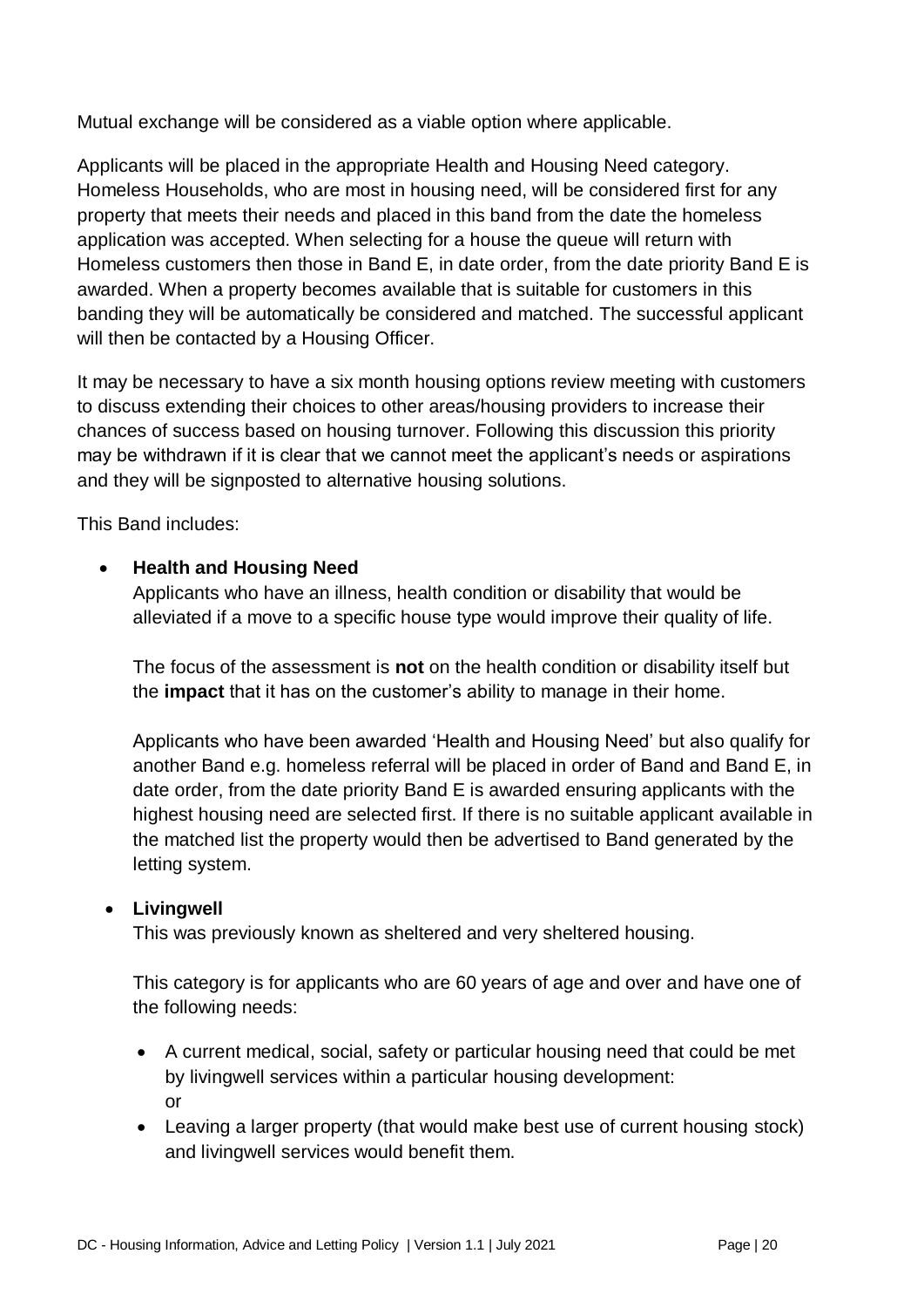Mutual exchange will be considered as a viable option where applicable.

Applicants will be placed in the appropriate Health and Housing Need category. Homeless Households, who are most in housing need, will be considered first for any property that meets their needs and placed in this band from the date the homeless application was accepted. When selecting for a house the queue will return with Homeless customers then those in Band E, in date order, from the date priority Band E is awarded. When a property becomes available that is suitable for customers in this banding they will be automatically be considered and matched. The successful applicant will then be contacted by a Housing Officer.

It may be necessary to have a six month housing options review meeting with customers to discuss extending their choices to other areas/housing providers to increase their chances of success based on housing turnover. Following this discussion this priority may be withdrawn if it is clear that we cannot meet the applicant's needs or aspirations and they will be signposted to alternative housing solutions.

This Band includes:

- **Health and Housing Need**

  Applicants who have an illness, health condition or disability that would be alleviated if a move to a specific house type would improve their quality of life.

  The focus of the assessment is **not** on the health condition or disability itself but the **impact** that it has on the customer's ability to manage in their home.

  Applicants who have been awarded 'Health and Housing Need' but also qualify for another Band e.g. homeless referral will be placed in order of Band and Band E, in date order, from the date priority Band E is awarded ensuring applicants with the highest housing need are selected first. If there is no suitable applicant available in the matched list the property would then be advertised to Band generated by the letting system.

- **Livingwell**

  This was previously known as sheltered and very sheltered housing.

  This category is for applicants who are 60 years of age and over and have one of the following needs:

  - A current medical, social, safety or particular housing need that could be met by livingwell services within a particular housing development:
    or
  - Leaving a larger property (that would make best use of current housing stock) and livingwell services would benefit them.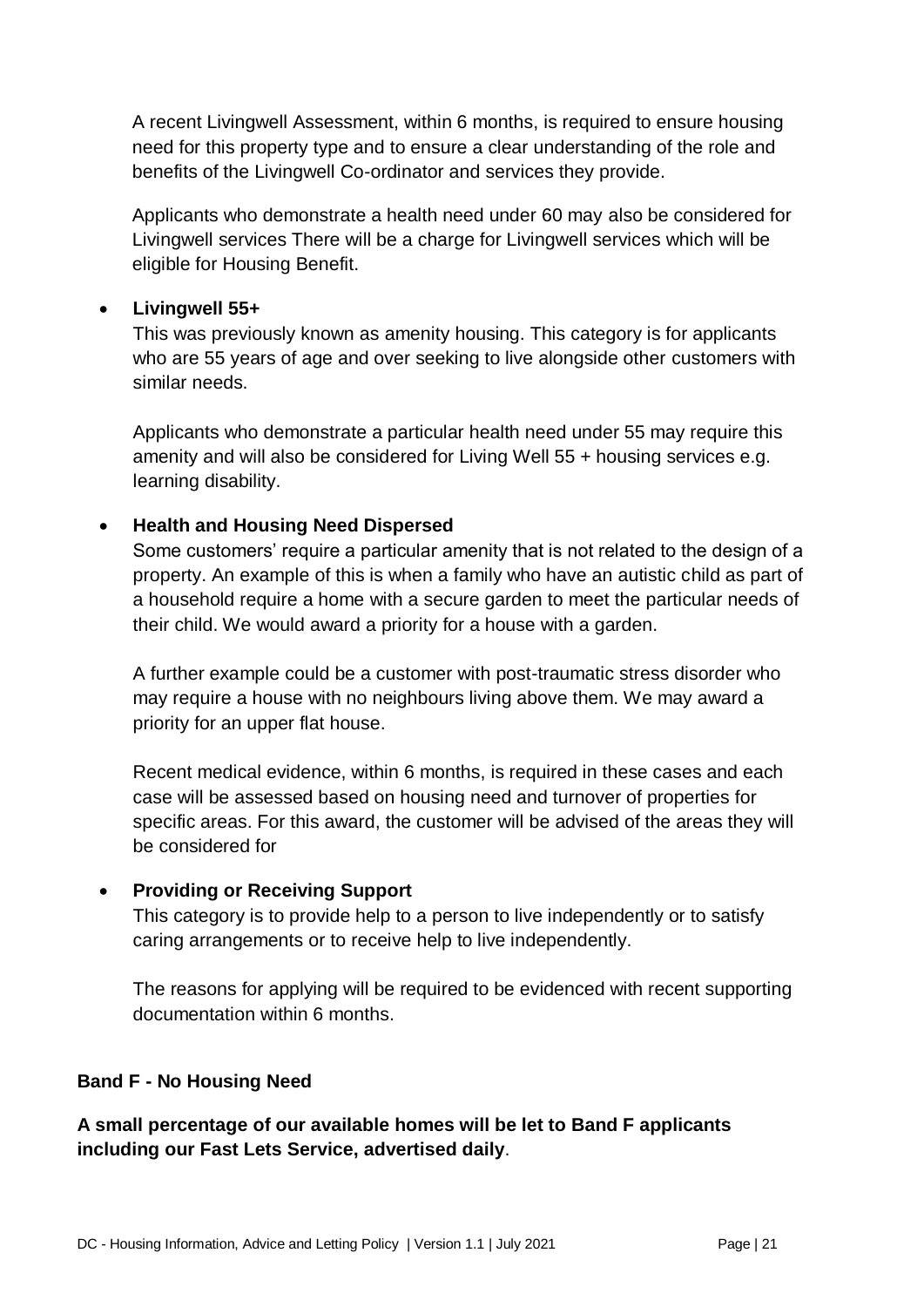A recent Livingwell Assessment, within 6 months, is required to ensure housing need for this property type and to ensure a clear understanding of the role and benefits of the Livingwell Co-ordinator and services they provide.

Applicants who demonstrate a health need under 60 may also be considered for Livingwell services There will be a charge for Livingwell services which will be eligible for Housing Benefit.

- **Livingwell 55+**
  This was previously known as amenity housing. This category is for applicants who are 55 years of age and over seeking to live alongside other customers with similar needs.

  Applicants who demonstrate a particular health need under 55 may require this amenity and will also be considered for Living Well 55 + housing services e.g. learning disability.

- **Health and Housing Need Dispersed**
  Some customers' require a particular amenity that is not related to the design of a property. An example of this is when a family who have an autistic child as part of a household require a home with a secure garden to meet the particular needs of their child. We would award a priority for a house with a garden.

  A further example could be a customer with post-traumatic stress disorder who may require a house with no neighbours living above them. We may award a priority for an upper flat house.

  Recent medical evidence, within 6 months, is required in these cases and each case will be assessed based on housing need and turnover of properties for specific areas. For this award, the customer will be advised of the areas they will be considered for

- **Providing or Receiving Support**
  This category is to provide help to a person to live independently or to satisfy caring arrangements or to receive help to live independently.

  The reasons for applying will be required to be evidenced with recent supporting documentation within 6 months.

**Band F - No Housing Need**

**A small percentage of our available homes will be let to Band F applicants including our Fast Lets Service, advertised daily**.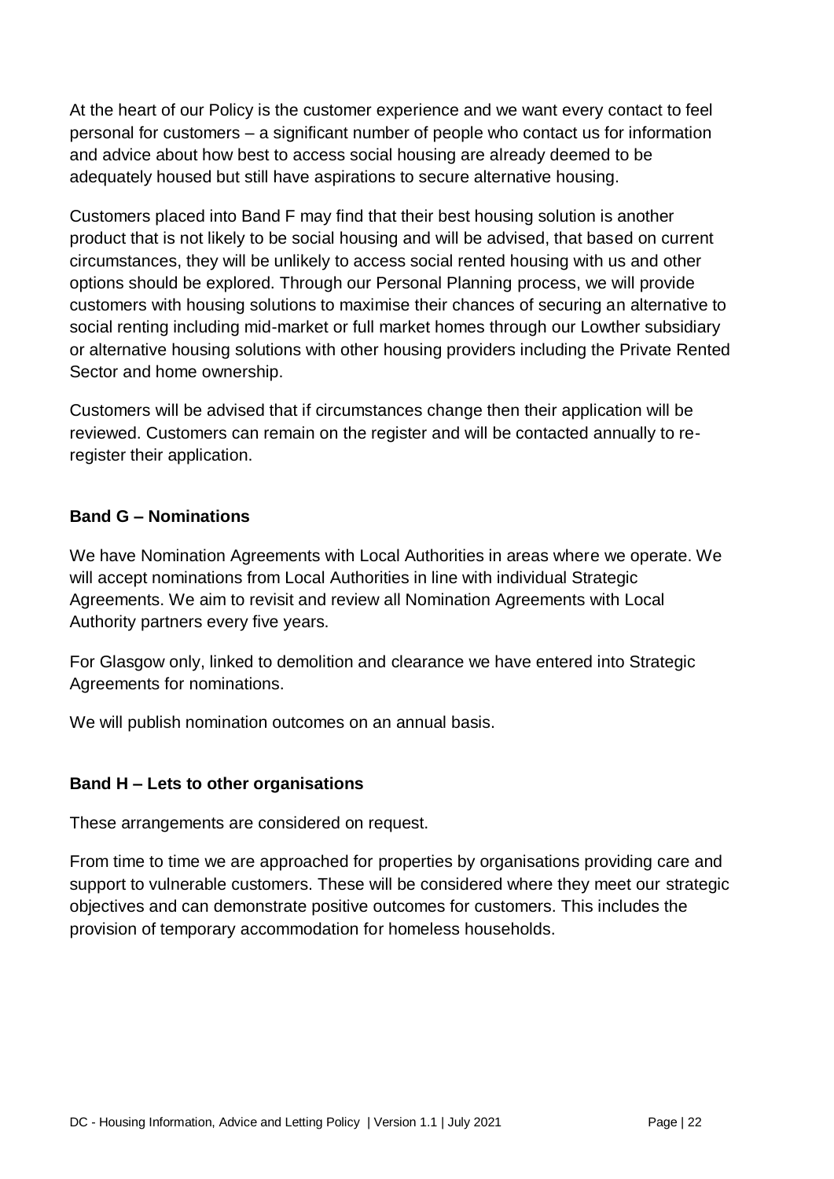At the heart of our Policy is the customer experience and we want every contact to feel personal for customers – a significant number of people who contact us for information and advice about how best to access social housing are already deemed to be adequately housed but still have aspirations to secure alternative housing.

Customers placed into Band F may find that their best housing solution is another product that is not likely to be social housing and will be advised, that based on current circumstances, they will be unlikely to access social rented housing with us and other options should be explored. Through our Personal Planning process, we will provide customers with housing solutions to maximise their chances of securing an alternative to social renting including mid-market or full market homes through our Lowther subsidiary or alternative housing solutions with other housing providers including the Private Rented Sector and home ownership.

Customers will be advised that if circumstances change then their application will be reviewed. Customers can remain on the register and will be contacted annually to re-register their application.

**Band G – Nominations**

We have Nomination Agreements with Local Authorities in areas where we operate. We will accept nominations from Local Authorities in line with individual Strategic Agreements. We aim to revisit and review all Nomination Agreements with Local Authority partners every five years.

For Glasgow only, linked to demolition and clearance we have entered into Strategic Agreements for nominations.

We will publish nomination outcomes on an annual basis.

**Band H – Lets to other organisations**

These arrangements are considered on request.

From time to time we are approached for properties by organisations providing care and support to vulnerable customers. These will be considered where they meet our strategic objectives and can demonstrate positive outcomes for customers. This includes the provision of temporary accommodation for homeless households.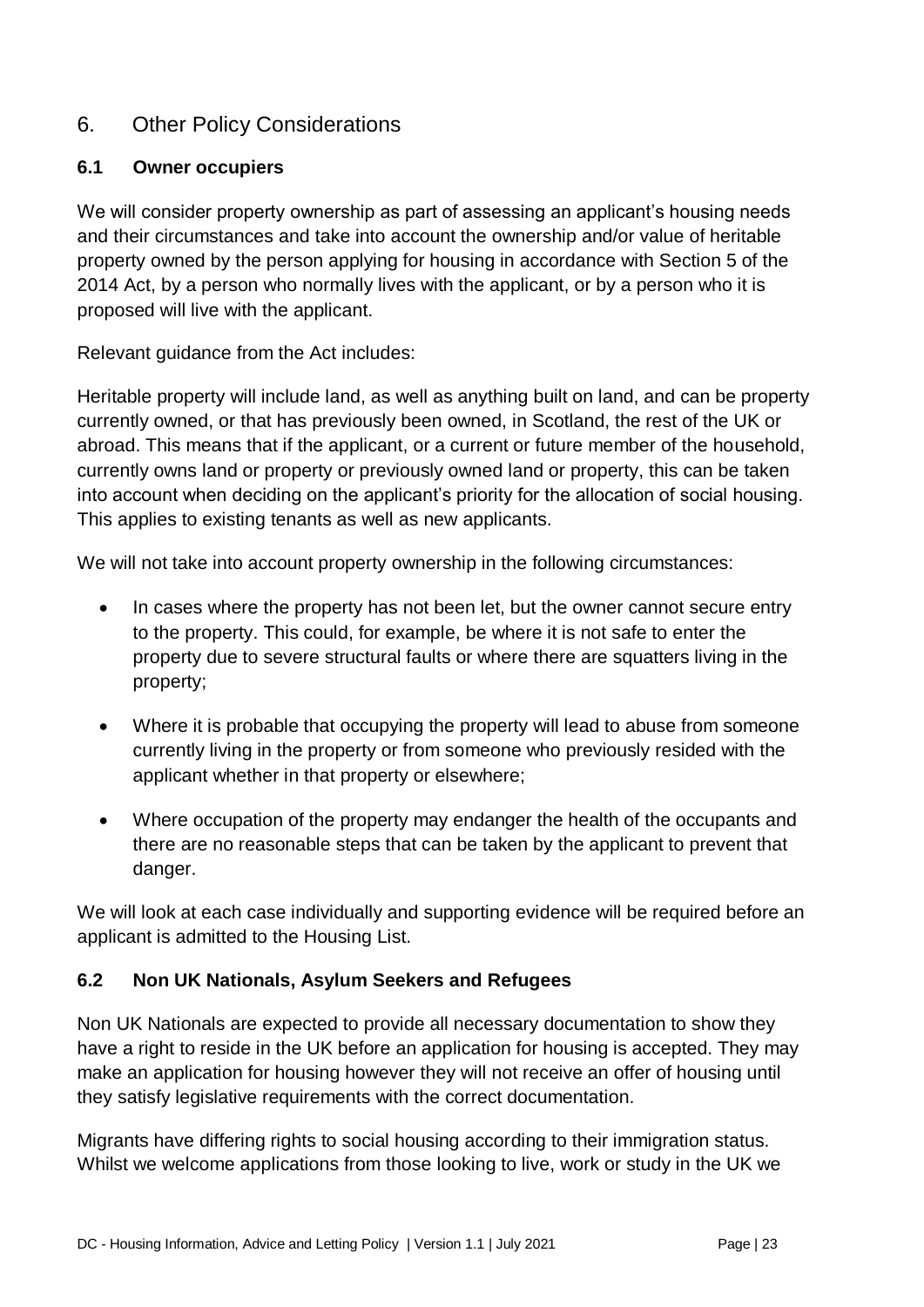## 6. Other Policy Considerations

### 6.1 Owner occupiers

We will consider property ownership as part of assessing an applicant's housing needs and their circumstances and take into account the ownership and/or value of heritable property owned by the person applying for housing in accordance with Section 5 of the 2014 Act, by a person who normally lives with the applicant, or by a person who it is proposed will live with the applicant.

Relevant guidance from the Act includes:

Heritable property will include land, as well as anything built on land, and can be property currently owned, or that has previously been owned, in Scotland, the rest of the UK or abroad. This means that if the applicant, or a current or future member of the household, currently owns land or property or previously owned land or property, this can be taken into account when deciding on the applicant's priority for the allocation of social housing. This applies to existing tenants as well as new applicants.

We will not take into account property ownership in the following circumstances:

- In cases where the property has not been let, but the owner cannot secure entry to the property. This could, for example, be where it is not safe to enter the property due to severe structural faults or where there are squatters living in the property;
- Where it is probable that occupying the property will lead to abuse from someone currently living in the property or from someone who previously resided with the applicant whether in that property or elsewhere;
- Where occupation of the property may endanger the health of the occupants and there are no reasonable steps that can be taken by the applicant to prevent that danger.

We will look at each case individually and supporting evidence will be required before an applicant is admitted to the Housing List.

### 6.2 Non UK Nationals, Asylum Seekers and Refugees

Non UK Nationals are expected to provide all necessary documentation to show they have a right to reside in the UK before an application for housing is accepted. They may make an application for housing however they will not receive an offer of housing until they satisfy legislative requirements with the correct documentation.

Migrants have differing rights to social housing according to their immigration status. Whilst we welcome applications from those looking to live, work or study in the UK we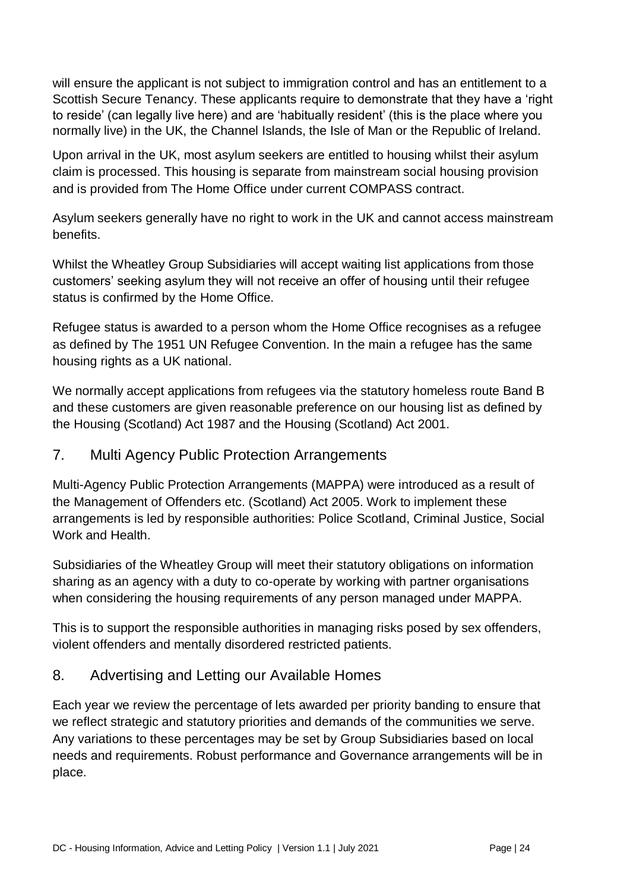will ensure the applicant is not subject to immigration control and has an entitlement to a Scottish Secure Tenancy. These applicants require to demonstrate that they have a 'right to reside' (can legally live here) and are 'habitually resident' (this is the place where you normally live) in the UK, the Channel Islands, the Isle of Man or the Republic of Ireland.

Upon arrival in the UK, most asylum seekers are entitled to housing whilst their asylum claim is processed. This housing is separate from mainstream social housing provision and is provided from The Home Office under current COMPASS contract.

Asylum seekers generally have no right to work in the UK and cannot access mainstream benefits.

Whilst the Wheatley Group Subsidiaries will accept waiting list applications from those customers' seeking asylum they will not receive an offer of housing until their refugee status is confirmed by the Home Office.

Refugee status is awarded to a person whom the Home Office recognises as a refugee as defined by The 1951 UN Refugee Convention. In the main a refugee has the same housing rights as a UK national.

We normally accept applications from refugees via the statutory homeless route Band B and these customers are given reasonable preference on our housing list as defined by the Housing (Scotland) Act 1987 and the Housing (Scotland) Act 2001.

## 7. Multi Agency Public Protection Arrangements

Multi-Agency Public Protection Arrangements (MAPPA) were introduced as a result of the Management of Offenders etc. (Scotland) Act 2005. Work to implement these arrangements is led by responsible authorities: Police Scotland, Criminal Justice, Social Work and Health.

Subsidiaries of the Wheatley Group will meet their statutory obligations on information sharing as an agency with a duty to co-operate by working with partner organisations when considering the housing requirements of any person managed under MAPPA.

This is to support the responsible authorities in managing risks posed by sex offenders, violent offenders and mentally disordered restricted patients.

## 8. Advertising and Letting our Available Homes

Each year we review the percentage of lets awarded per priority banding to ensure that we reflect strategic and statutory priorities and demands of the communities we serve. Any variations to these percentages may be set by Group Subsidiaries based on local needs and requirements. Robust performance and Governance arrangements will be in place.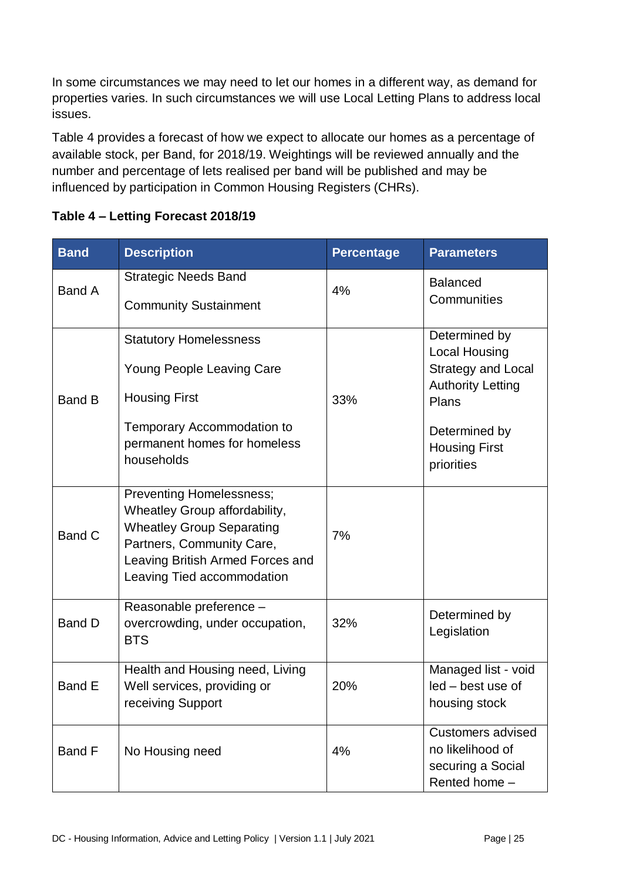In some circumstances we may need to let our homes in a different way, as demand for properties varies. In such circumstances we will use Local Letting Plans to address local issues.

Table 4 provides a forecast of how we expect to allocate our homes as a percentage of available stock, per Band, for 2018/19. Weightings will be reviewed annually and the number and percentage of lets realised per band will be published and may be influenced by participation in Common Housing Registers (CHRs).

**Table 4 – Letting Forecast 2018/19**

| Band | Description | Percentage | Parameters |
|---|---|---|---|
| Band A | Strategic Needs Band<br><br>Community Sustainment | 4% | Balanced Communities |
| Band B | Statutory Homelessness<br><br>Young People Leaving Care<br><br>Housing First<br><br>Temporary Accommodation to permanent homes for homeless households | 33% | Determined by Local Housing Strategy and Local Authority Letting Plans<br><br>Determined by Housing First priorities |
| Band C | Preventing Homelessness; Wheatley Group affordability, Wheatley Group Separating Partners, Community Care, Leaving British Armed Forces and Leaving Tied accommodation | 7% | |
| Band D | Reasonable preference – overcrowding, under occupation, BTS | 32% | Determined by Legislation |
| Band E | Health and Housing need, Living Well services, providing or receiving Support | 20% | Managed list - void led – best use of housing stock |
| Band F | No Housing need | 4% | Customers advised no likelihood of securing a Social Rented home – |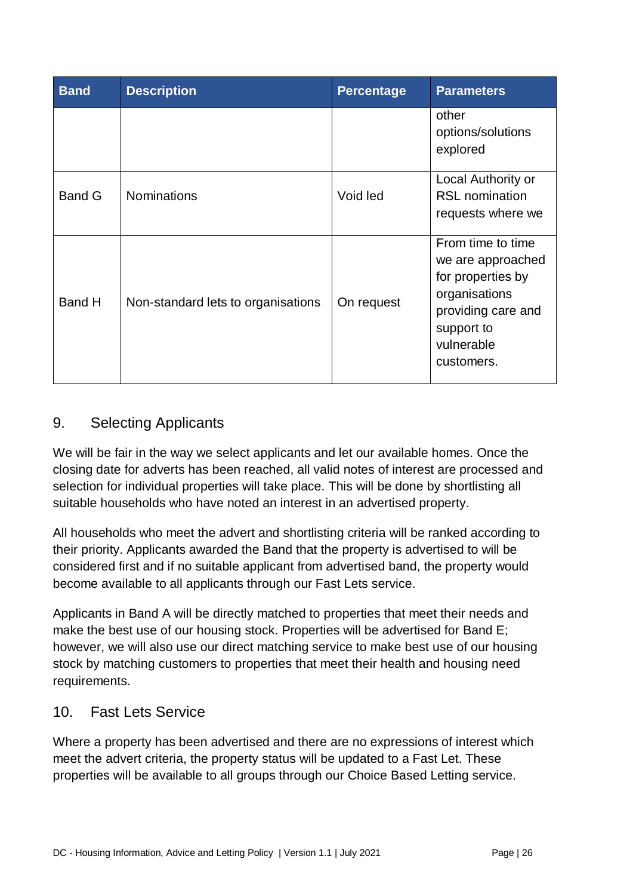| Band | Description | Percentage | Parameters |
|---|---|---|---|
| | | | other options/solutions explored |
| Band G | Nominations | Void led | Local Authority or RSL nomination requests where we |
| Band H | Non-standard lets to organisations | On request | From time to time we are approached for properties by organisations providing care and support to vulnerable customers. |

## 9. Selecting Applicants

We will be fair in the way we select applicants and let our available homes. Once the closing date for adverts has been reached, all valid notes of interest are processed and selection for individual properties will take place. This will be done by shortlisting all suitable households who have noted an interest in an advertised property.

All households who meet the advert and shortlisting criteria will be ranked according to their priority. Applicants awarded the Band that the property is advertised to will be considered first and if no suitable applicant from advertised band, the property would become available to all applicants through our Fast Lets service.

Applicants in Band A will be directly matched to properties that meet their needs and make the best use of our housing stock. Properties will be advertised for Band E; however, we will also use our direct matching service to make best use of our housing stock by matching customers to properties that meet their health and housing need requirements.

## 10. Fast Lets Service

Where a property has been advertised and there are no expressions of interest which meet the advert criteria, the property status will be updated to a Fast Let. These properties will be available to all groups through our Choice Based Letting service.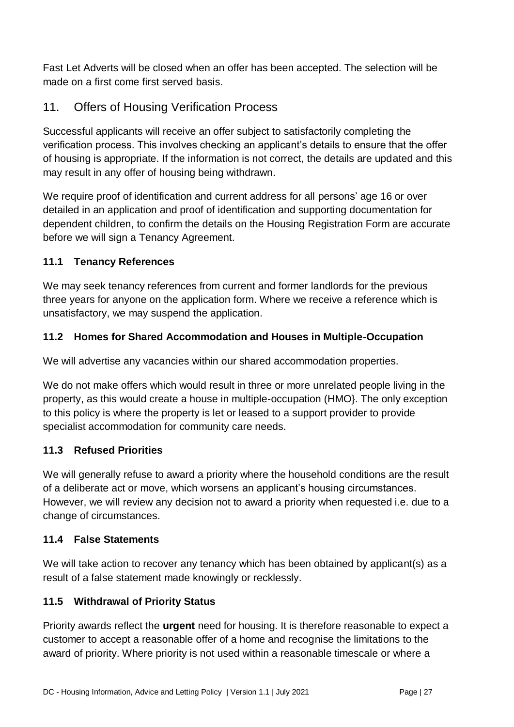Fast Let Adverts will be closed when an offer has been accepted. The selection will be made on a first come first served basis.

## 11. Offers of Housing Verification Process

Successful applicants will receive an offer subject to satisfactorily completing the verification process. This involves checking an applicant's details to ensure that the offer of housing is appropriate. If the information is not correct, the details are updated and this may result in any offer of housing being withdrawn.

We require proof of identification and current address for all persons' age 16 or over detailed in an application and proof of identification and supporting documentation for dependent children, to confirm the details on the Housing Registration Form are accurate before we will sign a Tenancy Agreement.

### 11.1 Tenancy References

We may seek tenancy references from current and former landlords for the previous three years for anyone on the application form. Where we receive a reference which is unsatisfactory, we may suspend the application.

### 11.2 Homes for Shared Accommodation and Houses in Multiple-Occupation

We will advertise any vacancies within our shared accommodation properties.

We do not make offers which would result in three or more unrelated people living in the property, as this would create a house in multiple-occupation (HMO}. The only exception to this policy is where the property is let or leased to a support provider to provide specialist accommodation for community care needs.

### 11.3 Refused Priorities

We will generally refuse to award a priority where the household conditions are the result of a deliberate act or move, which worsens an applicant's housing circumstances. However, we will review any decision not to award a priority when requested i.e. due to a change of circumstances.

### 11.4 False Statements

We will take action to recover any tenancy which has been obtained by applicant(s) as a result of a false statement made knowingly or recklessly.

### 11.5 Withdrawal of Priority Status

Priority awards reflect the **urgent** need for housing. It is therefore reasonable to expect a customer to accept a reasonable offer of a home and recognise the limitations to the award of priority. Where priority is not used within a reasonable timescale or where a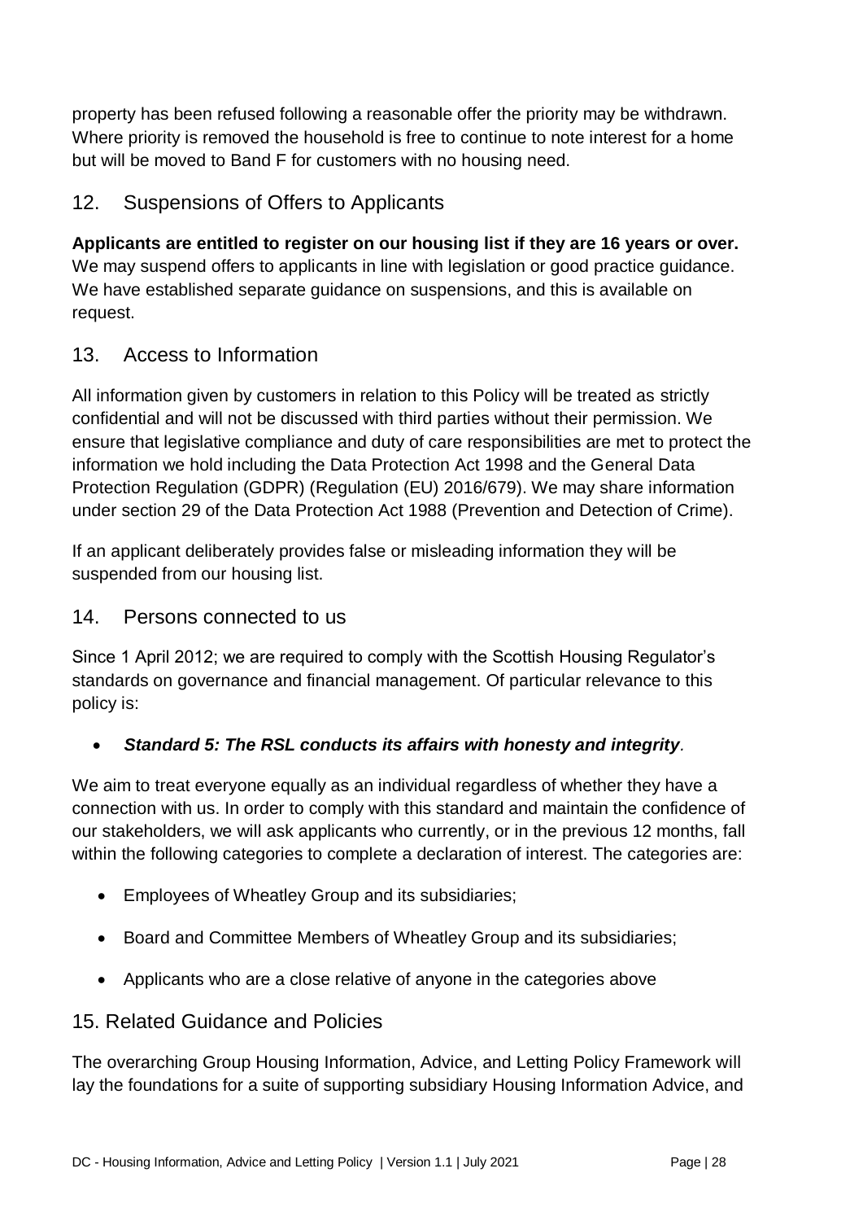property has been refused following a reasonable offer the priority may be withdrawn. Where priority is removed the household is free to continue to note interest for a home but will be moved to Band F for customers with no housing need.

## 12. Suspensions of Offers to Applicants

**Applicants are entitled to register on our housing list if they are 16 years or over.** We may suspend offers to applicants in line with legislation or good practice guidance. We have established separate guidance on suspensions, and this is available on request.

## 13. Access to Information

All information given by customers in relation to this Policy will be treated as strictly confidential and will not be discussed with third parties without their permission. We ensure that legislative compliance and duty of care responsibilities are met to protect the information we hold including the Data Protection Act 1998 and the General Data Protection Regulation (GDPR) (Regulation (EU) 2016/679). We may share information under section 29 of the Data Protection Act 1988 (Prevention and Detection of Crime).

If an applicant deliberately provides false or misleading information they will be suspended from our housing list.

## 14. Persons connected to us

Since 1 April 2012; we are required to comply with the Scottish Housing Regulator's standards on governance and financial management. Of particular relevance to this policy is:

- ***Standard 5: The RSL conducts its affairs with honesty and integrity***.

We aim to treat everyone equally as an individual regardless of whether they have a connection with us. In order to comply with this standard and maintain the confidence of our stakeholders, we will ask applicants who currently, or in the previous 12 months, fall within the following categories to complete a declaration of interest. The categories are:

- Employees of Wheatley Group and its subsidiaries;
- Board and Committee Members of Wheatley Group and its subsidiaries;
- Applicants who are a close relative of anyone in the categories above

## 15. Related Guidance and Policies

The overarching Group Housing Information, Advice, and Letting Policy Framework will lay the foundations for a suite of supporting subsidiary Housing Information Advice, and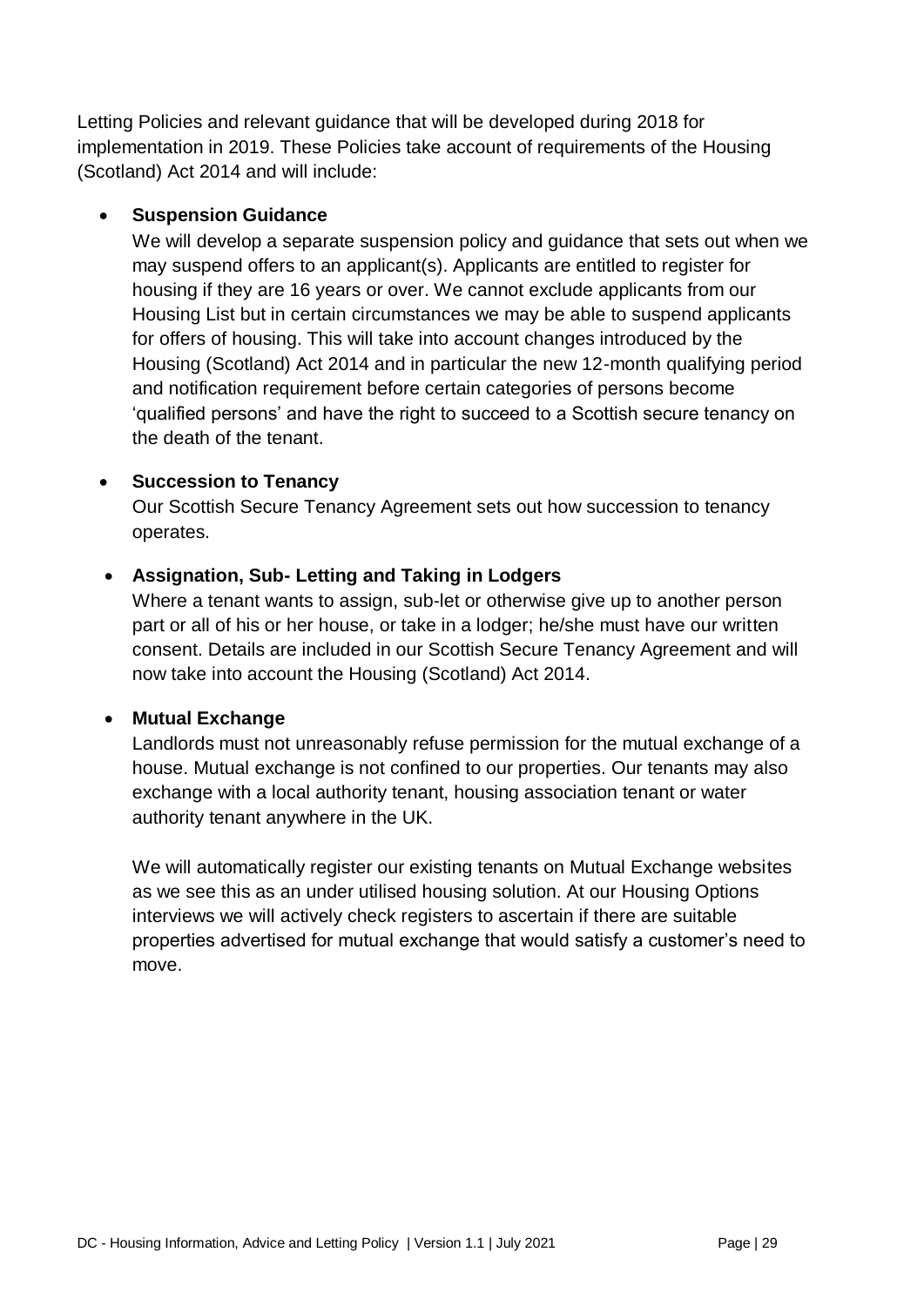Letting Policies and relevant guidance that will be developed during 2018 for implementation in 2019. These Policies take account of requirements of the Housing (Scotland) Act 2014 and will include:

- **Suspension Guidance**
  We will develop a separate suspension policy and guidance that sets out when we may suspend offers to an applicant(s). Applicants are entitled to register for housing if they are 16 years or over. We cannot exclude applicants from our Housing List but in certain circumstances we may be able to suspend applicants for offers of housing. This will take into account changes introduced by the Housing (Scotland) Act 2014 and in particular the new 12-month qualifying period and notification requirement before certain categories of persons become 'qualified persons' and have the right to succeed to a Scottish secure tenancy on the death of the tenant.

- **Succession to Tenancy**
  Our Scottish Secure Tenancy Agreement sets out how succession to tenancy operates.

- **Assignation, Sub- Letting and Taking in Lodgers**
  Where a tenant wants to assign, sub-let or otherwise give up to another person part or all of his or her house, or take in a lodger; he/she must have our written consent. Details are included in our Scottish Secure Tenancy Agreement and will now take into account the Housing (Scotland) Act 2014.

- **Mutual Exchange**
  Landlords must not unreasonably refuse permission for the mutual exchange of a house. Mutual exchange is not confined to our properties. Our tenants may also exchange with a local authority tenant, housing association tenant or water authority tenant anywhere in the UK.

  We will automatically register our existing tenants on Mutual Exchange websites as we see this as an under utilised housing solution. At our Housing Options interviews we will actively check registers to ascertain if there are suitable properties advertised for mutual exchange that would satisfy a customer's need to move.